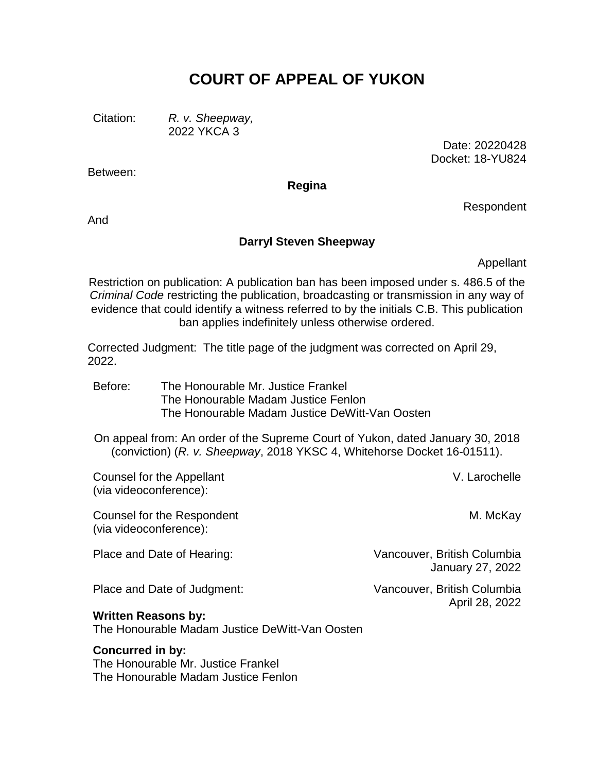# COURT OF APPEAL OF YUKON

Citation: *R. v. Sheepway,*
2022 YKCA 3

Date: 20220428
Docket: 18-YU824

Between:

**Regina**

Respondent

And

**Darryl Steven Sheepway**

Appellant

Restriction on publication: A publication ban has been imposed under s. 486.5 of the *Criminal Code* restricting the publication, broadcasting or transmission in any way of evidence that could identify a witness referred to by the initials C.B. This publication ban applies indefinitely unless otherwise ordered.

Corrected Judgment: The title page of the judgment was corrected on April 29, 2022.

Before: The Honourable Mr. Justice Frankel
The Honourable Madam Justice Fenlon
The Honourable Madam Justice DeWitt-Van Oosten

On appeal from: An order of the Supreme Court of Yukon, dated January 30, 2018 (conviction) (*R. v. Sheepway*, 2018 YKSC 4, Whitehorse Docket 16-01511).

Counsel for the Appellant (via videoconference): V. Larochelle

Counsel for the Respondent (via videoconference): M. McKay

Place and Date of Hearing: Vancouver, British Columbia
January 27, 2022

Place and Date of Judgment: Vancouver, British Columbia
April 28, 2022

**Written Reasons by:**
The Honourable Madam Justice DeWitt-Van Oosten

**Concurred in by:**
The Honourable Mr. Justice Frankel
The Honourable Madam Justice Fenlon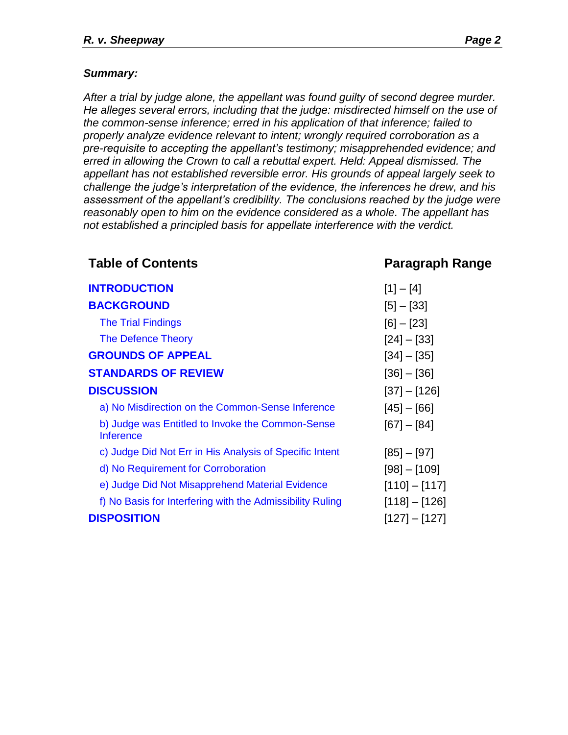***Summary:***

*After a trial by judge alone, the appellant was found guilty of second degree murder. He alleges several errors, including that the judge: misdirected himself on the use of the common-sense inference; erred in his application of that inference; failed to properly analyze evidence relevant to intent; wrongly required corroboration as a pre-requisite to accepting the appellant's testimony; misapprehended evidence; and erred in allowing the Crown to call a rebuttal expert. Held: Appeal dismissed. The appellant has not established reversible error. His grounds of appeal largely seek to challenge the judge's interpretation of the evidence, the inferences he drew, and his assessment of the appellant's credibility. The conclusions reached by the judge were reasonably open to him on the evidence considered as a whole. The appellant has not established a principled basis for appellate interference with the verdict.*

| Table of Contents | Paragraph Range |
|---|---|
| **INTRODUCTION** | [1] – [4] |
| **BACKGROUND** | [5] – [33] |
| The Trial Findings | [6] – [23] |
| The Defence Theory | [24] – [33] |
| **GROUNDS OF APPEAL** | [34] – [35] |
| **STANDARDS OF REVIEW** | [36] – [36] |
| **DISCUSSION** | [37] – [126] |
| a) No Misdirection on the Common-Sense Inference | [45] – [66] |
| b) Judge was Entitled to Invoke the Common-Sense Inference | [67] – [84] |
| c) Judge Did Not Err in His Analysis of Specific Intent | [85] – [97] |
| d) No Requirement for Corroboration | [98] – [109] |
| e) Judge Did Not Misapprehend Material Evidence | [110] – [117] |
| f) No Basis for Interfering with the Admissibility Ruling | [118] – [126] |
| **DISPOSITION** | [127] – [127] |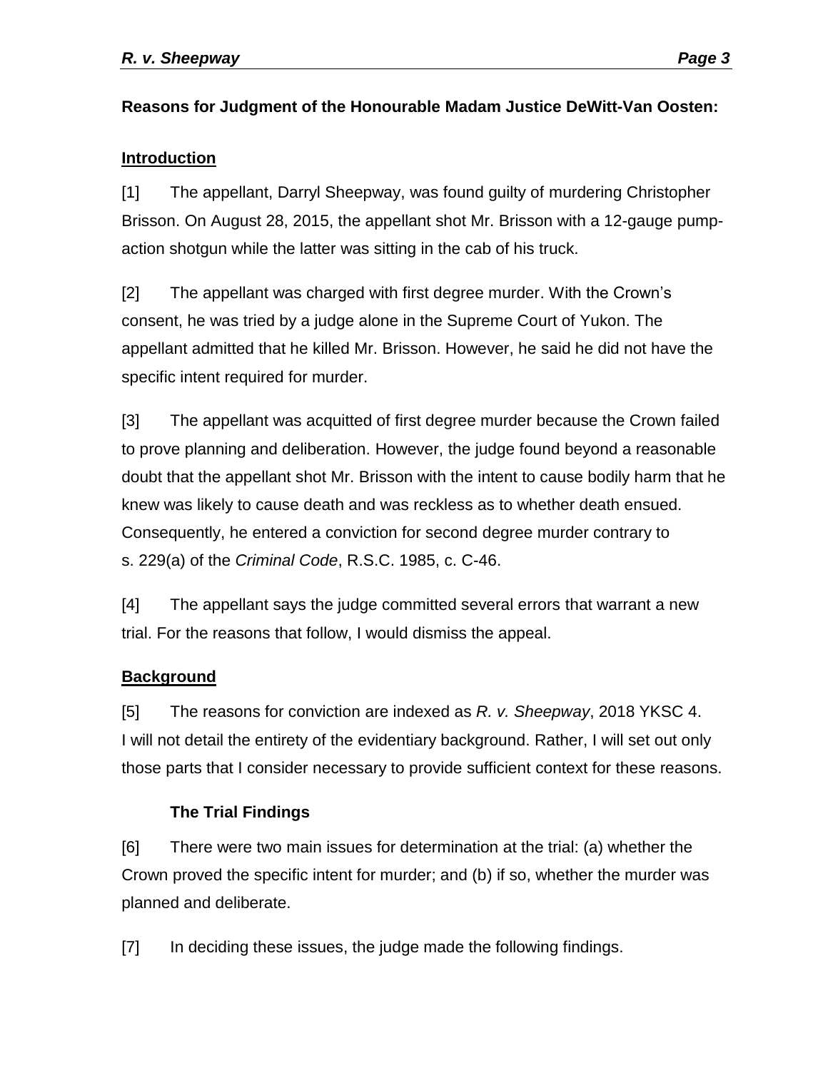**Reasons for Judgment of the Honourable Madam Justice DeWitt-Van Oosten:**

## Introduction

[1] The appellant, Darryl Sheepway, was found guilty of murdering Christopher Brisson. On August 28, 2015, the appellant shot Mr. Brisson with a 12-gauge pump-action shotgun while the latter was sitting in the cab of his truck.

[2] The appellant was charged with first degree murder. With the Crown's consent, he was tried by a judge alone in the Supreme Court of Yukon. The appellant admitted that he killed Mr. Brisson. However, he said he did not have the specific intent required for murder.

[3] The appellant was acquitted of first degree murder because the Crown failed to prove planning and deliberation. However, the judge found beyond a reasonable doubt that the appellant shot Mr. Brisson with the intent to cause bodily harm that he knew was likely to cause death and was reckless as to whether death ensued. Consequently, he entered a conviction for second degree murder contrary to s. 229(a) of the *Criminal Code*, R.S.C. 1985, c. C-46.

[4] The appellant says the judge committed several errors that warrant a new trial. For the reasons that follow, I would dismiss the appeal.

## Background

[5] The reasons for conviction are indexed as *R. v. Sheepway*, 2018 YKSC 4. I will not detail the entirety of the evidentiary background. Rather, I will set out only those parts that I consider necessary to provide sufficient context for these reasons.

### The Trial Findings

[6] There were two main issues for determination at the trial: (a) whether the Crown proved the specific intent for murder; and (b) if so, whether the murder was planned and deliberate.

[7] In deciding these issues, the judge made the following findings.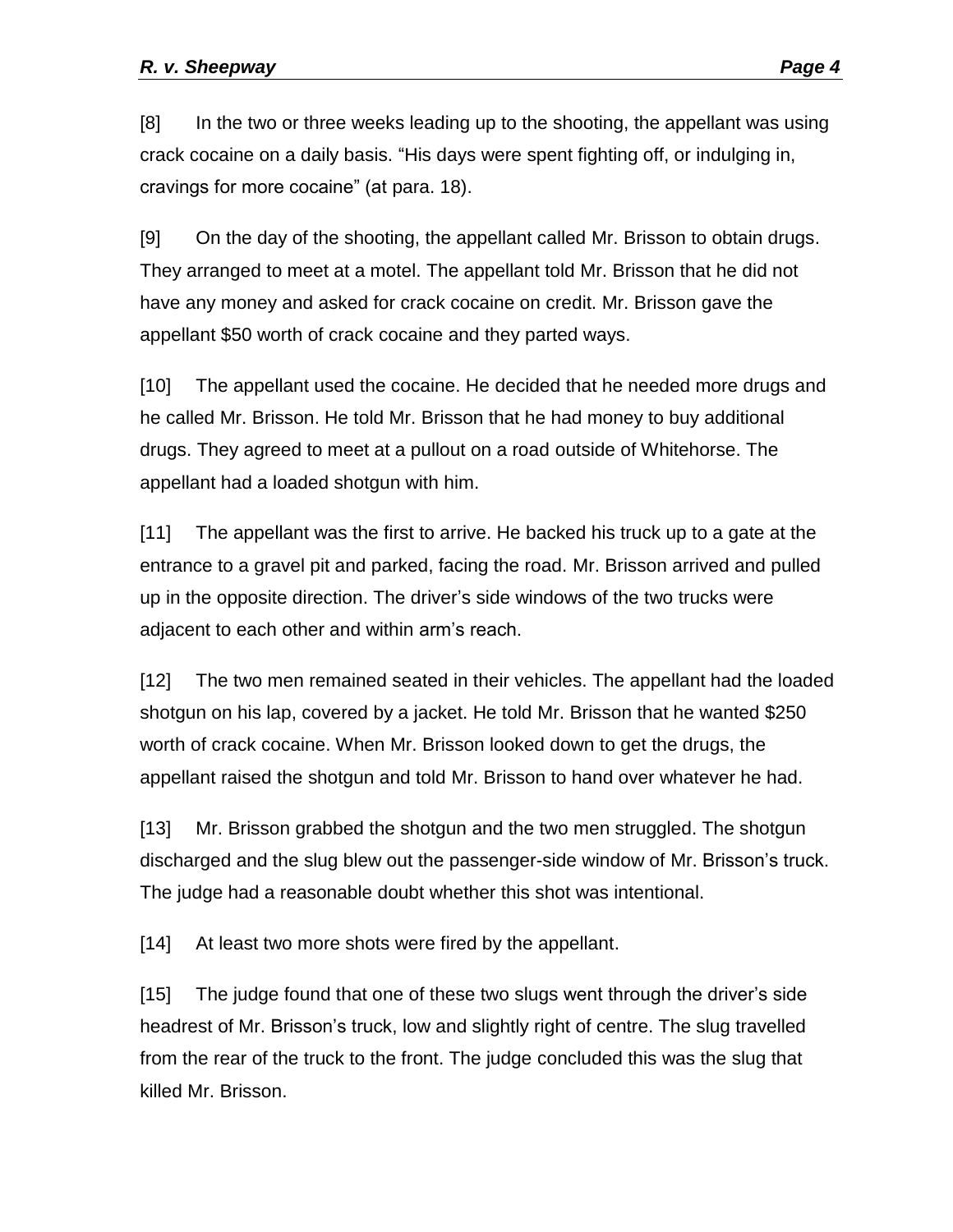[8] In the two or three weeks leading up to the shooting, the appellant was using crack cocaine on a daily basis. “His days were spent fighting off, or indulging in, cravings for more cocaine” (at para. 18).

[9] On the day of the shooting, the appellant called Mr. Brisson to obtain drugs. They arranged to meet at a motel. The appellant told Mr. Brisson that he did not have any money and asked for crack cocaine on credit. Mr. Brisson gave the appellant $50 worth of crack cocaine and they parted ways.

[10] The appellant used the cocaine. He decided that he needed more drugs and he called Mr. Brisson. He told Mr. Brisson that he had money to buy additional drugs. They agreed to meet at a pullout on a road outside of Whitehorse. The appellant had a loaded shotgun with him.

[11] The appellant was the first to arrive. He backed his truck up to a gate at the entrance to a gravel pit and parked, facing the road. Mr. Brisson arrived and pulled up in the opposite direction. The driver’s side windows of the two trucks were adjacent to each other and within arm’s reach.

[12] The two men remained seated in their vehicles. The appellant had the loaded shotgun on his lap, covered by a jacket. He told Mr. Brisson that he wanted $250 worth of crack cocaine. When Mr. Brisson looked down to get the drugs, the appellant raised the shotgun and told Mr. Brisson to hand over whatever he had.

[13] Mr. Brisson grabbed the shotgun and the two men struggled. The shotgun discharged and the slug blew out the passenger-side window of Mr. Brisson’s truck. The judge had a reasonable doubt whether this shot was intentional.

[14] At least two more shots were fired by the appellant.

[15] The judge found that one of these two slugs went through the driver’s side headrest of Mr. Brisson’s truck, low and slightly right of centre. The slug travelled from the rear of the truck to the front. The judge concluded this was the slug that killed Mr. Brisson.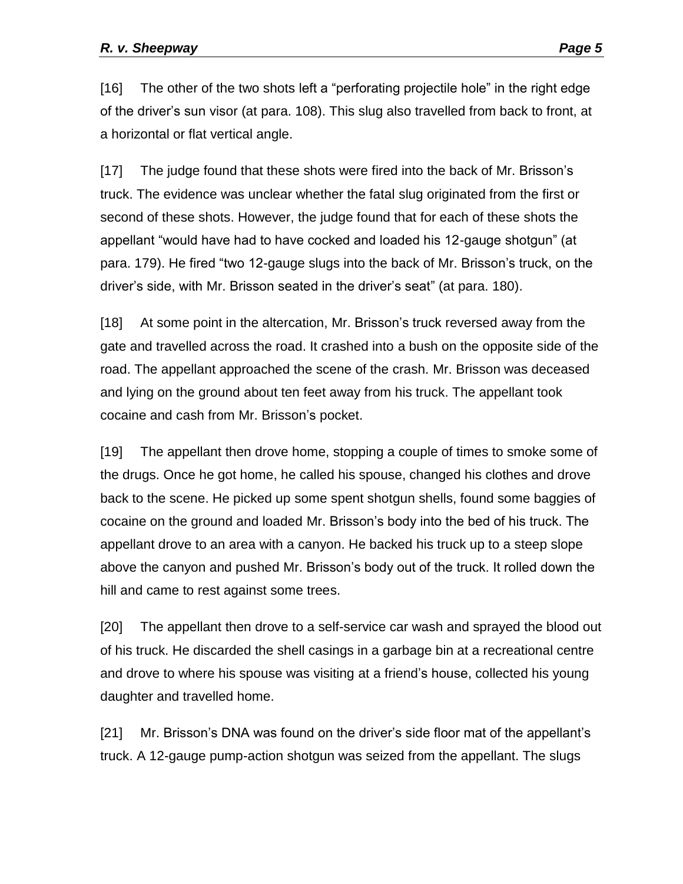[16] The other of the two shots left a “perforating projectile hole” in the right edge of the driver’s sun visor (at para. 108). This slug also travelled from back to front, at a horizontal or flat vertical angle.

[17] The judge found that these shots were fired into the back of Mr. Brisson’s truck. The evidence was unclear whether the fatal slug originated from the first or second of these shots. However, the judge found that for each of these shots the appellant “would have had to have cocked and loaded his 12-gauge shotgun” (at para. 179). He fired “two 12-gauge slugs into the back of Mr. Brisson’s truck, on the driver’s side, with Mr. Brisson seated in the driver’s seat” (at para. 180).

[18] At some point in the altercation, Mr. Brisson’s truck reversed away from the gate and travelled across the road. It crashed into a bush on the opposite side of the road. The appellant approached the scene of the crash. Mr. Brisson was deceased and lying on the ground about ten feet away from his truck. The appellant took cocaine and cash from Mr. Brisson’s pocket.

[19] The appellant then drove home, stopping a couple of times to smoke some of the drugs. Once he got home, he called his spouse, changed his clothes and drove back to the scene. He picked up some spent shotgun shells, found some baggies of cocaine on the ground and loaded Mr. Brisson’s body into the bed of his truck. The appellant drove to an area with a canyon. He backed his truck up to a steep slope above the canyon and pushed Mr. Brisson’s body out of the truck. It rolled down the hill and came to rest against some trees.

[20] The appellant then drove to a self-service car wash and sprayed the blood out of his truck. He discarded the shell casings in a garbage bin at a recreational centre and drove to where his spouse was visiting at a friend’s house, collected his young daughter and travelled home.

[21] Mr. Brisson’s DNA was found on the driver’s side floor mat of the appellant’s truck. A 12-gauge pump-action shotgun was seized from the appellant. The slugs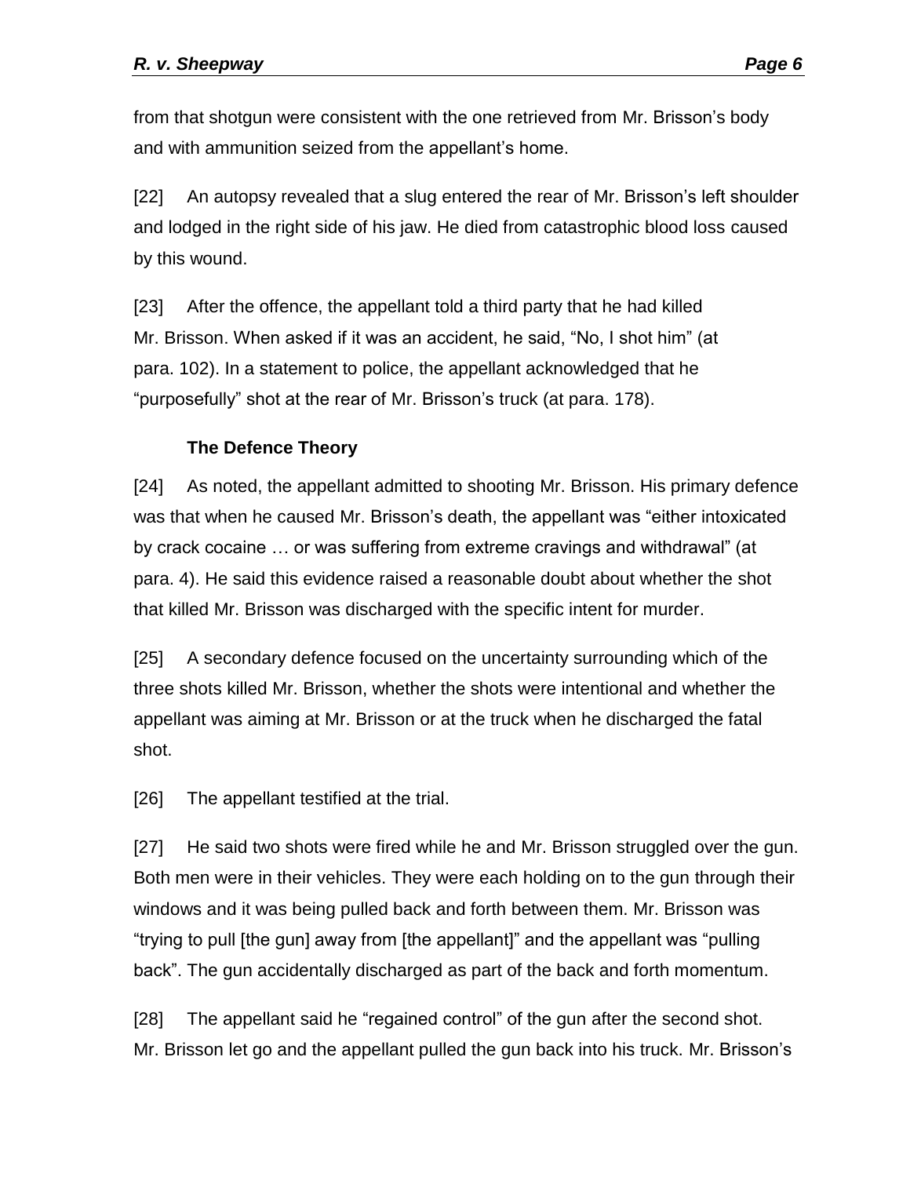from that shotgun were consistent with the one retrieved from Mr. Brisson's body and with ammunition seized from the appellant's home.

[22] An autopsy revealed that a slug entered the rear of Mr. Brisson's left shoulder and lodged in the right side of his jaw. He died from catastrophic blood loss caused by this wound.

[23] After the offence, the appellant told a third party that he had killed Mr. Brisson. When asked if it was an accident, he said, "No, I shot him" (at para. 102). In a statement to police, the appellant acknowledged that he "purposefully" shot at the rear of Mr. Brisson's truck (at para. 178).

### The Defence Theory

[24] As noted, the appellant admitted to shooting Mr. Brisson. His primary defence was that when he caused Mr. Brisson's death, the appellant was "either intoxicated by crack cocaine … or was suffering from extreme cravings and withdrawal" (at para. 4). He said this evidence raised a reasonable doubt about whether the shot that killed Mr. Brisson was discharged with the specific intent for murder.

[25] A secondary defence focused on the uncertainty surrounding which of the three shots killed Mr. Brisson, whether the shots were intentional and whether the appellant was aiming at Mr. Brisson or at the truck when he discharged the fatal shot.

[26] The appellant testified at the trial.

[27] He said two shots were fired while he and Mr. Brisson struggled over the gun. Both men were in their vehicles. They were each holding on to the gun through their windows and it was being pulled back and forth between them. Mr. Brisson was "trying to pull [the gun] away from [the appellant]" and the appellant was "pulling back". The gun accidentally discharged as part of the back and forth momentum.

[28] The appellant said he "regained control" of the gun after the second shot. Mr. Brisson let go and the appellant pulled the gun back into his truck. Mr. Brisson's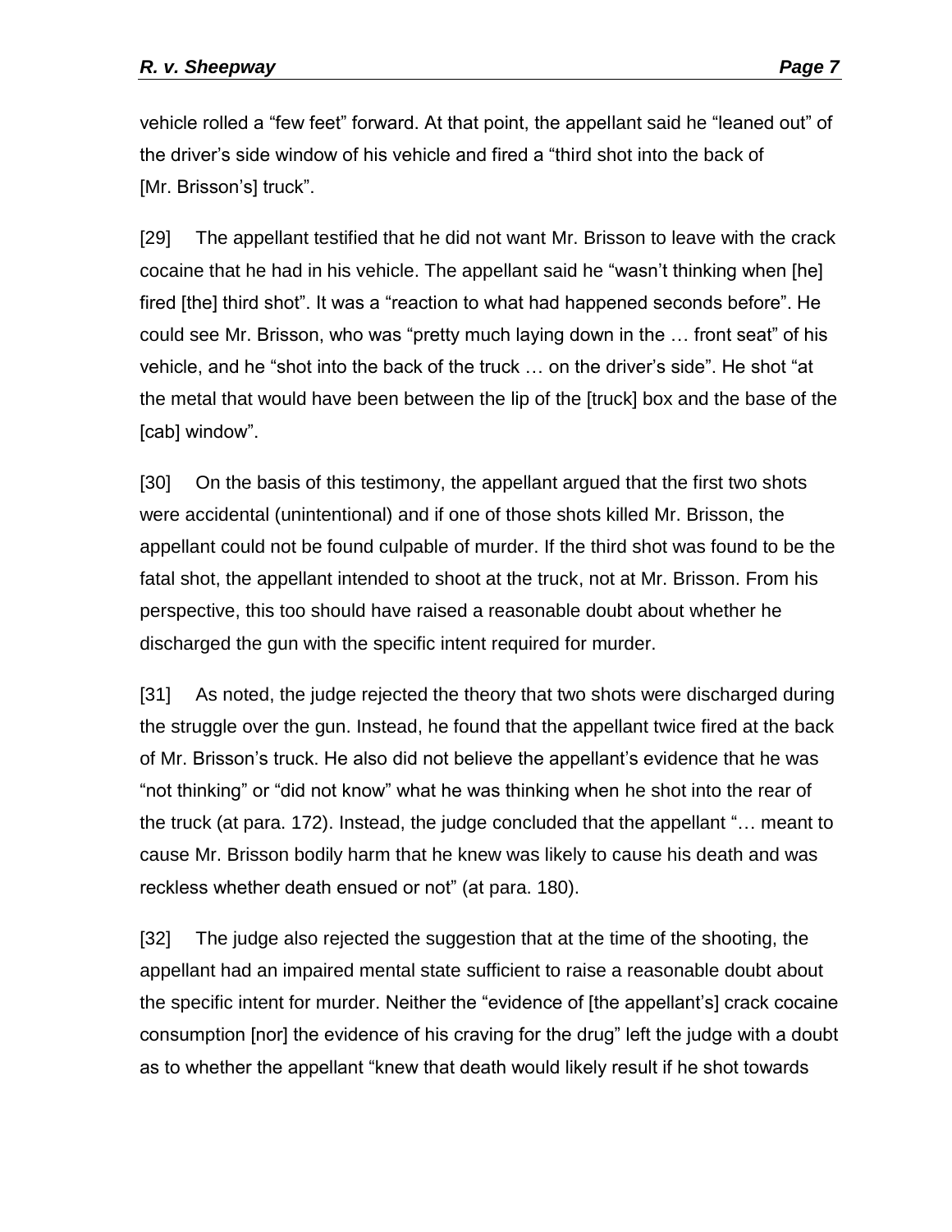vehicle rolled a “few feet” forward. At that point, the appellant said he “leaned out” of the driver’s side window of his vehicle and fired a “third shot into the back of [Mr. Brisson’s] truck”.

[29] The appellant testified that he did not want Mr. Brisson to leave with the crack cocaine that he had in his vehicle. The appellant said he “wasn’t thinking when [he] fired [the] third shot”. It was a “reaction to what had happened seconds before”. He could see Mr. Brisson, who was “pretty much laying down in the … front seat” of his vehicle, and he “shot into the back of the truck … on the driver’s side”. He shot “at the metal that would have been between the lip of the [truck] box and the base of the [cab] window”.

[30] On the basis of this testimony, the appellant argued that the first two shots were accidental (unintentional) and if one of those shots killed Mr. Brisson, the appellant could not be found culpable of murder. If the third shot was found to be the fatal shot, the appellant intended to shoot at the truck, not at Mr. Brisson. From his perspective, this too should have raised a reasonable doubt about whether he discharged the gun with the specific intent required for murder.

[31] As noted, the judge rejected the theory that two shots were discharged during the struggle over the gun. Instead, he found that the appellant twice fired at the back of Mr. Brisson’s truck. He also did not believe the appellant’s evidence that he was “not thinking” or “did not know” what he was thinking when he shot into the rear of the truck (at para. 172). Instead, the judge concluded that the appellant “… meant to cause Mr. Brisson bodily harm that he knew was likely to cause his death and was reckless whether death ensued or not” (at para. 180).

[32] The judge also rejected the suggestion that at the time of the shooting, the appellant had an impaired mental state sufficient to raise a reasonable doubt about the specific intent for murder. Neither the “evidence of [the appellant’s] crack cocaine consumption [nor] the evidence of his craving for the drug” left the judge with a doubt as to whether the appellant “knew that death would likely result if he shot towards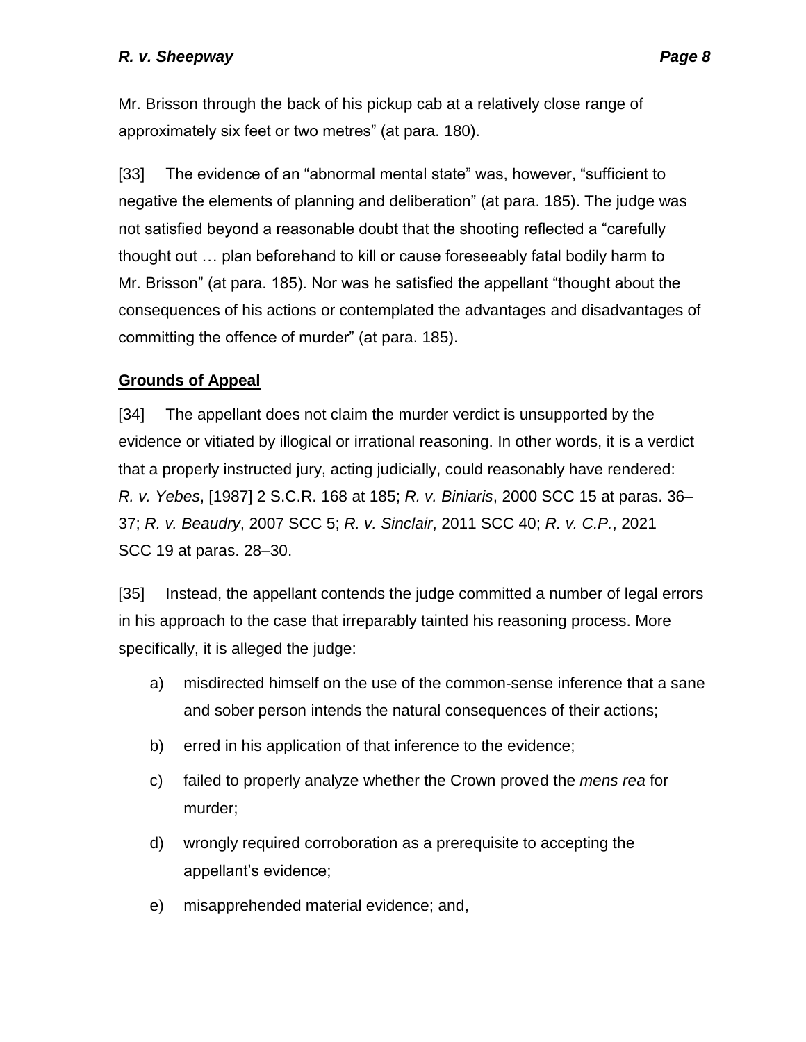Mr. Brisson through the back of his pickup cab at a relatively close range of approximately six feet or two metres" (at para. 180).

[33] The evidence of an "abnormal mental state" was, however, "sufficient to negative the elements of planning and deliberation" (at para. 185). The judge was not satisfied beyond a reasonable doubt that the shooting reflected a "carefully thought out … plan beforehand to kill or cause foreseeably fatal bodily harm to Mr. Brisson" (at para. 185). Nor was he satisfied the appellant "thought about the consequences of his actions or contemplated the advantages and disadvantages of committing the offence of murder" (at para. 185).

## Grounds of Appeal

[34] The appellant does not claim the murder verdict is unsupported by the evidence or vitiated by illogical or irrational reasoning. In other words, it is a verdict that a properly instructed jury, acting judicially, could reasonably have rendered: *R. v. Yebes*, [1987] 2 S.C.R. 168 at 185; *R. v. Biniaris*, 2000 SCC 15 at paras. 36–37; *R. v. Beaudry*, 2007 SCC 5; *R. v. Sinclair*, 2011 SCC 40; *R. v. C.P.*, 2021 SCC 19 at paras. 28–30.

[35] Instead, the appellant contends the judge committed a number of legal errors in his approach to the case that irreparably tainted his reasoning process. More specifically, it is alleged the judge:

a) misdirected himself on the use of the common-sense inference that a sane and sober person intends the natural consequences of their actions;

b) erred in his application of that inference to the evidence;

c) failed to properly analyze whether the Crown proved the *mens rea* for murder;

d) wrongly required corroboration as a prerequisite to accepting the appellant's evidence;

e) misapprehended material evidence; and,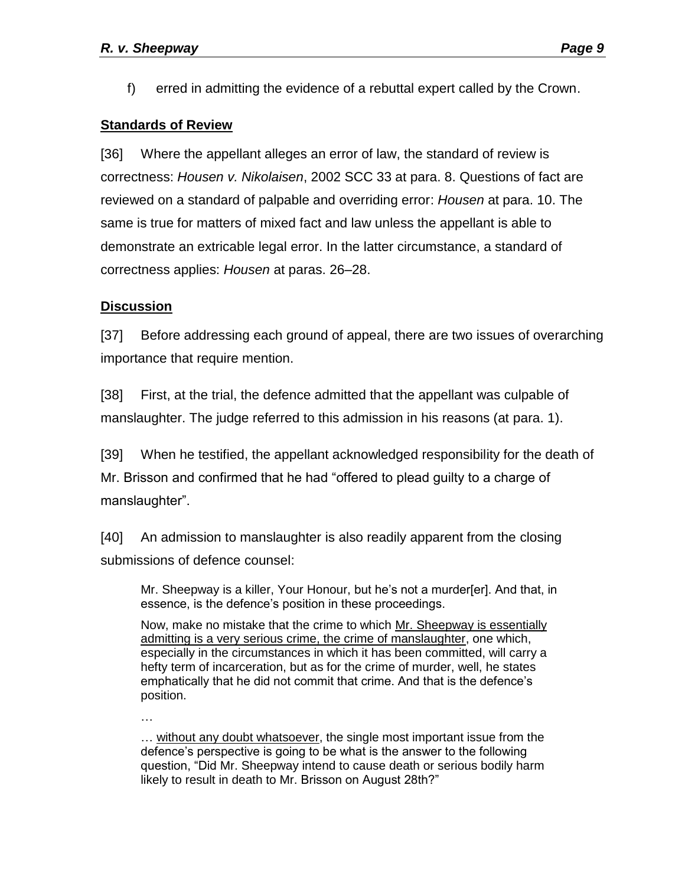f) erred in admitting the evidence of a rebuttal expert called by the Crown.

## Standards of Review

[36] Where the appellant alleges an error of law, the standard of review is correctness: *Housen v. Nikolaisen*, 2002 SCC 33 at para. 8. Questions of fact are reviewed on a standard of palpable and overriding error: *Housen* at para. 10. The same is true for matters of mixed fact and law unless the appellant is able to demonstrate an extricable legal error. In the latter circumstance, a standard of correctness applies: *Housen* at paras. 26–28.

## Discussion

[37] Before addressing each ground of appeal, there are two issues of overarching importance that require mention.

[38] First, at the trial, the defence admitted that the appellant was culpable of manslaughter. The judge referred to this admission in his reasons (at para. 1).

[39] When he testified, the appellant acknowledged responsibility for the death of Mr. Brisson and confirmed that he had "offered to plead guilty to a charge of manslaughter".

[40] An admission to manslaughter is also readily apparent from the closing submissions of defence counsel:

> Mr. Sheepway is a killer, Your Honour, but he's not a murder[er]. And that, in essence, is the defence's position in these proceedings.
>
> Now, make no mistake that the crime to which <u>Mr. Sheepway is essentially admitting is a very serious crime, the crime of manslaughter</u>, one which, especially in the circumstances in which it has been committed, will carry a hefty term of incarceration, but as for the crime of murder, well, he states emphatically that he did not commit that crime. And that is the defence's position.
>
> …
>
> … <u>without any doubt whatsoever</u>, the single most important issue from the defence's perspective is going to be what is the answer to the following question, "Did Mr. Sheepway intend to cause death or serious bodily harm likely to result in death to Mr. Brisson on August 28th?"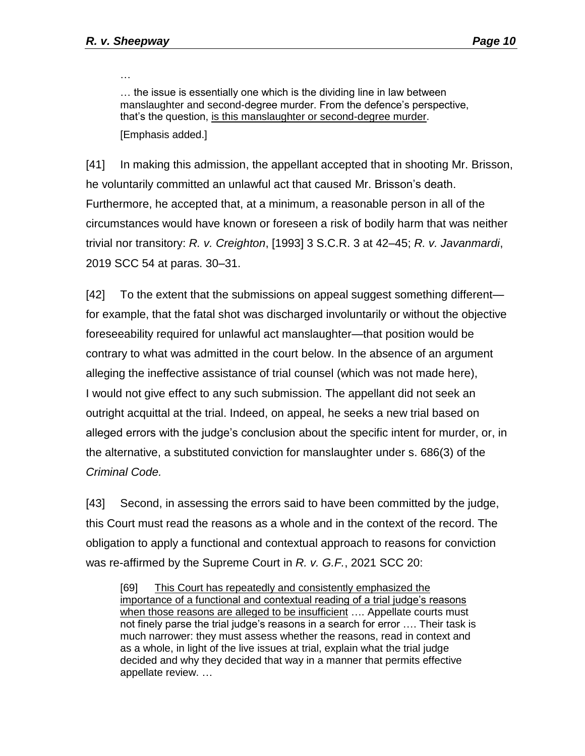> …
>
> … the issue is essentially one which is the dividing line in law between manslaughter and second-degree murder. From the defence's perspective, that's the question, <u>is this manslaughter or second-degree murder</u>.
>
> [Emphasis added.]

[41] In making this admission, the appellant accepted that in shooting Mr. Brisson, he voluntarily committed an unlawful act that caused Mr. Brisson's death. Furthermore, he accepted that, at a minimum, a reasonable person in all of the circumstances would have known or foreseen a risk of bodily harm that was neither trivial nor transitory: *R. v. Creighton*, [1993] 3 S.C.R. 3 at 42–45; *R. v. Javanmardi*, 2019 SCC 54 at paras. 30–31.

[42] To the extent that the submissions on appeal suggest something different—for example, that the fatal shot was discharged involuntarily or without the objective foreseeability required for unlawful act manslaughter—that position would be contrary to what was admitted in the court below. In the absence of an argument alleging the ineffective assistance of trial counsel (which was not made here), I would not give effect to any such submission. The appellant did not seek an outright acquittal at the trial. Indeed, on appeal, he seeks a new trial based on alleged errors with the judge's conclusion about the specific intent for murder, or, in the alternative, a substituted conviction for manslaughter under s. 686(3) of the *Criminal Code.*

[43] Second, in assessing the errors said to have been committed by the judge, this Court must read the reasons as a whole and in the context of the record. The obligation to apply a functional and contextual approach to reasons for conviction was re-affirmed by the Supreme Court in *R. v. G.F.*, 2021 SCC 20:

> [69] <u>This Court has repeatedly and consistently emphasized the importance of a functional and contextual reading of a trial judge's reasons when those reasons are alleged to be insufficient</u> …. Appellate courts must not finely parse the trial judge's reasons in a search for error …. Their task is much narrower: they must assess whether the reasons, read in context and as a whole, in light of the live issues at trial, explain what the trial judge decided and why they decided that way in a manner that permits effective appellate review. …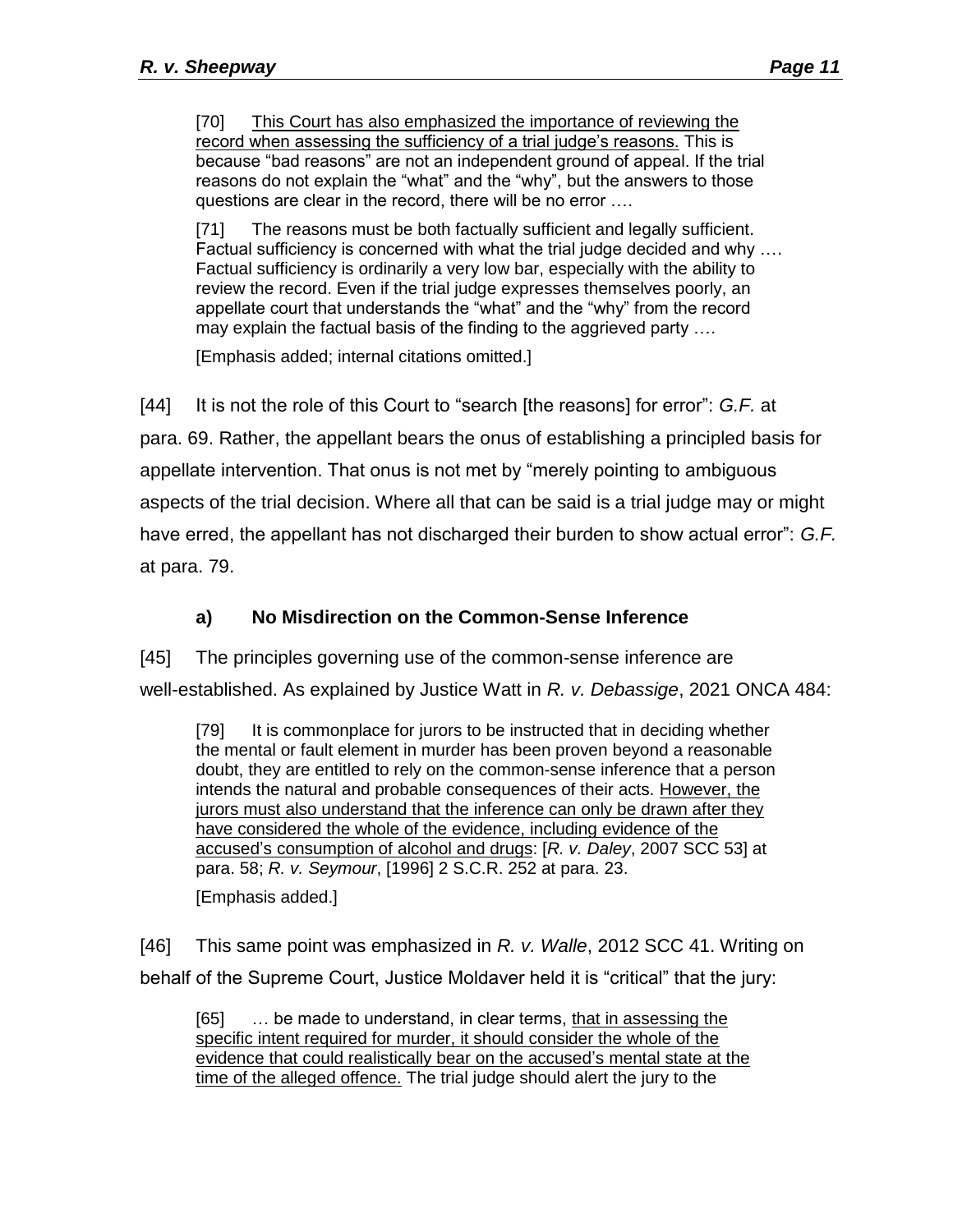> [70] This Court has also emphasized the importance of reviewing the record when assessing the sufficiency of a trial judge's reasons. This is because "bad reasons" are not an independent ground of appeal. If the trial reasons do not explain the "what" and the "why", but the answers to those questions are clear in the record, there will be no error ….
>
> [71] The reasons must be both factually sufficient and legally sufficient. Factual sufficiency is concerned with what the trial judge decided and why …. Factual sufficiency is ordinarily a very low bar, especially with the ability to review the record. Even if the trial judge expresses themselves poorly, an appellate court that understands the "what" and the "why" from the record may explain the factual basis of the finding to the aggrieved party ….
>
> [Emphasis added; internal citations omitted.]

[44] It is not the role of this Court to "search [the reasons] for error": *G.F.* at para. 69. Rather, the appellant bears the onus of establishing a principled basis for appellate intervention. That onus is not met by "merely pointing to ambiguous aspects of the trial decision. Where all that can be said is a trial judge may or might have erred, the appellant has not discharged their burden to show actual error": *G.F.* at para. 79.

### a) No Misdirection on the Common-Sense Inference

[45] The principles governing use of the common-sense inference are well-established. As explained by Justice Watt in *R. v. Debassige*, 2021 ONCA 484:

> [79] It is commonplace for jurors to be instructed that in deciding whether the mental or fault element in murder has been proven beyond a reasonable doubt, they are entitled to rely on the common-sense inference that a person intends the natural and probable consequences of their acts. However, the jurors must also understand that the inference can only be drawn after they have considered the whole of the evidence, including evidence of the accused's consumption of alcohol and drugs: [*R. v. Daley*, 2007 SCC 53] at para. 58; *R. v. Seymour*, [1996] 2 S.C.R. 252 at para. 23.
>
> [Emphasis added.]

[46] This same point was emphasized in *R. v. Walle*, 2012 SCC 41. Writing on behalf of the Supreme Court, Justice Moldaver held it is "critical" that the jury:

> [65] … be made to understand, in clear terms, that in assessing the specific intent required for murder, it should consider the whole of the evidence that could realistically bear on the accused's mental state at the time of the alleged offence. The trial judge should alert the jury to the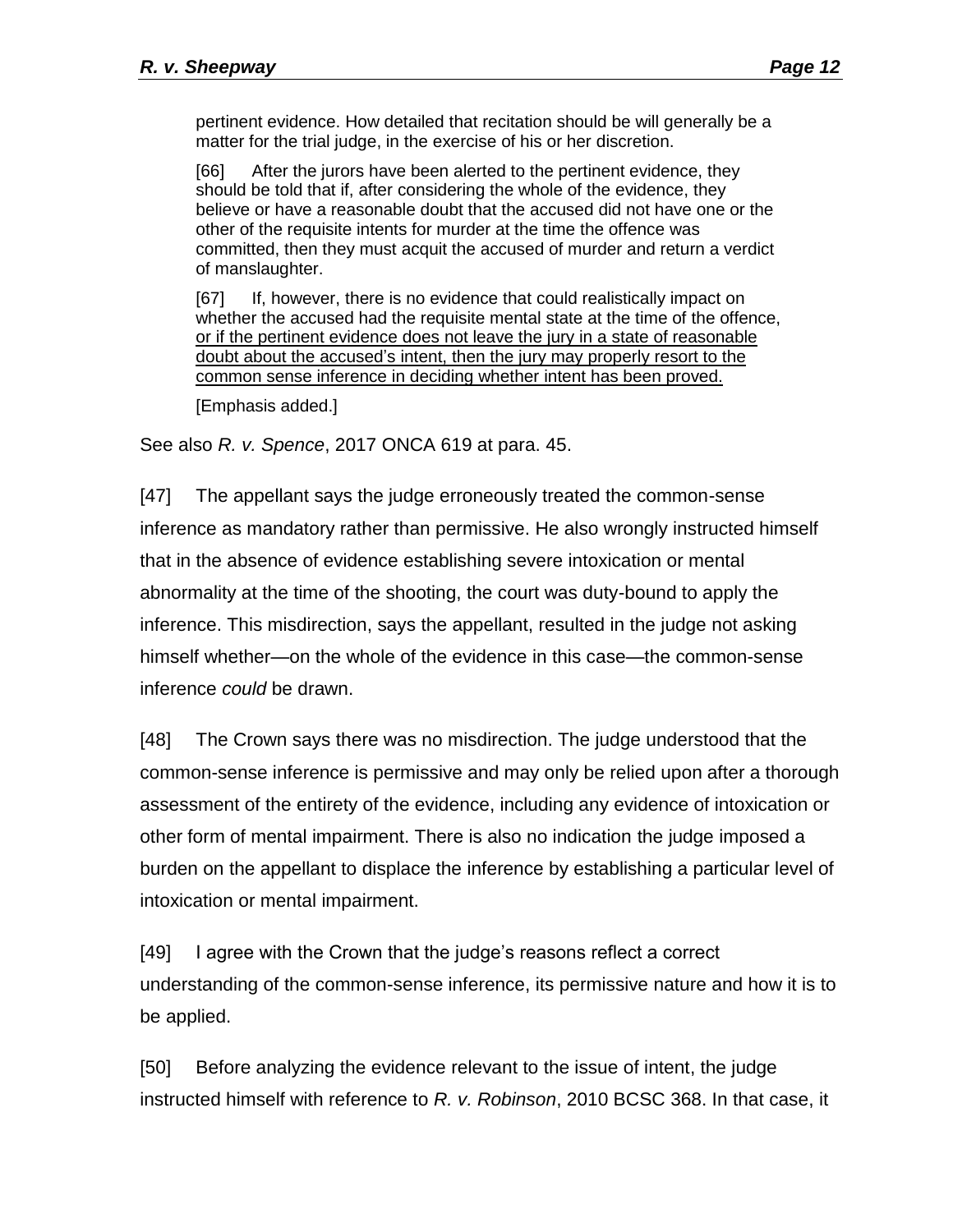> pertinent evidence. How detailed that recitation should be will generally be a matter for the trial judge, in the exercise of his or her discretion.
>
> [66] After the jurors have been alerted to the pertinent evidence, they should be told that if, after considering the whole of the evidence, they believe or have a reasonable doubt that the accused did not have one or the other of the requisite intents for murder at the time the offence was committed, then they must acquit the accused of murder and return a verdict of manslaughter.
>
> [67] If, however, there is no evidence that could realistically impact on whether the accused had the requisite mental state at the time of the offence, <u>or if the pertinent evidence does not leave the jury in a state of reasonable doubt about the accused's intent, then the jury may properly resort to the common sense inference in deciding whether intent has been proved.</u>
>
> [Emphasis added.]

See also *R. v. Spence*, 2017 ONCA 619 at para. 45.

[47] The appellant says the judge erroneously treated the common-sense inference as mandatory rather than permissive. He also wrongly instructed himself that in the absence of evidence establishing severe intoxication or mental abnormality at the time of the shooting, the court was duty-bound to apply the inference. This misdirection, says the appellant, resulted in the judge not asking himself whether—on the whole of the evidence in this case—the common-sense inference *could* be drawn.

[48] The Crown says there was no misdirection. The judge understood that the common-sense inference is permissive and may only be relied upon after a thorough assessment of the entirety of the evidence, including any evidence of intoxication or other form of mental impairment. There is also no indication the judge imposed a burden on the appellant to displace the inference by establishing a particular level of intoxication or mental impairment.

[49] I agree with the Crown that the judge's reasons reflect a correct understanding of the common-sense inference, its permissive nature and how it is to be applied.

[50] Before analyzing the evidence relevant to the issue of intent, the judge instructed himself with reference to *R. v. Robinson*, 2010 BCSC 368. In that case, it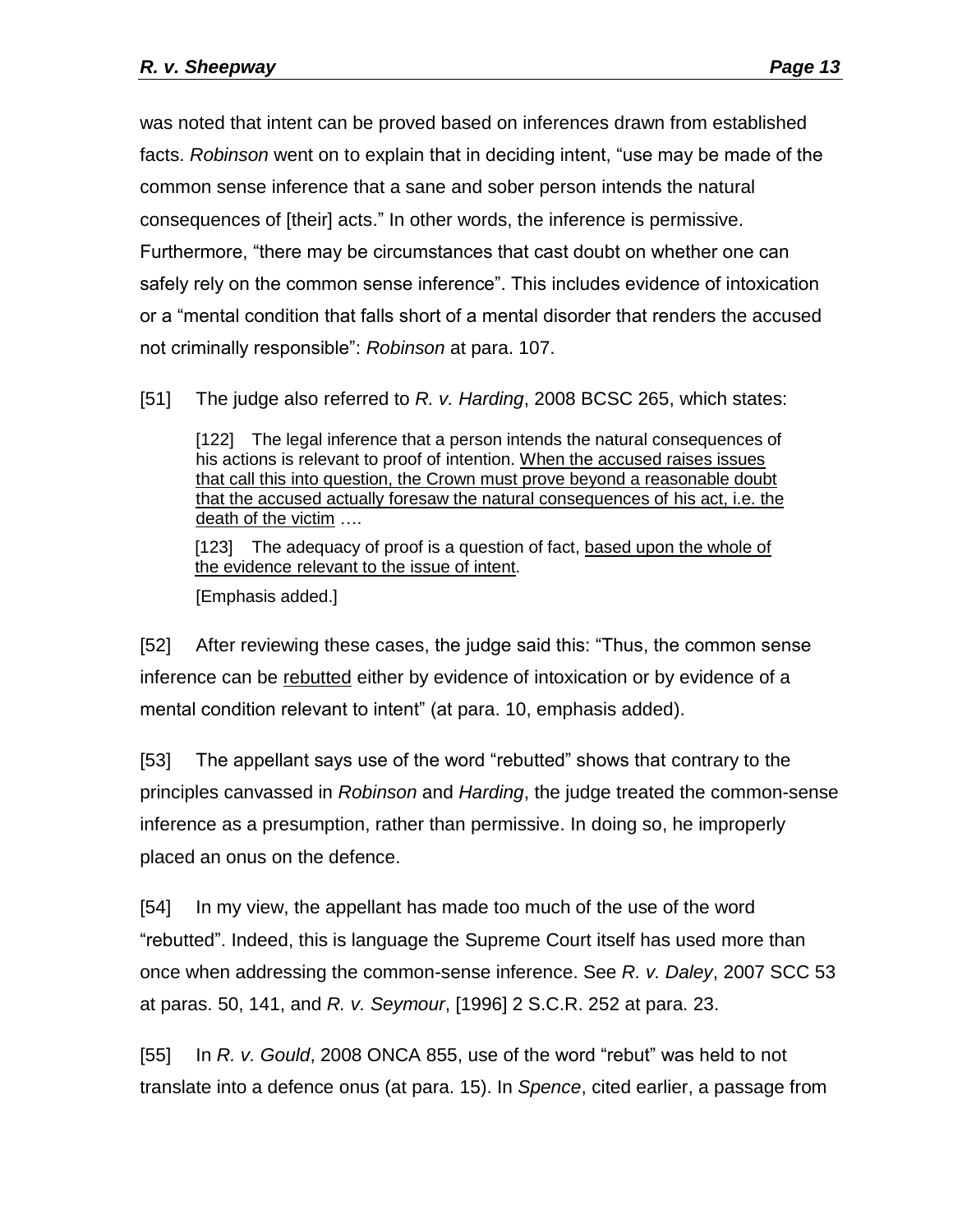was noted that intent can be proved based on inferences drawn from established facts. *Robinson* went on to explain that in deciding intent, "use may be made of the common sense inference that a sane and sober person intends the natural consequences of [their] acts." In other words, the inference is permissive. Furthermore, "there may be circumstances that cast doubt on whether one can safely rely on the common sense inference". This includes evidence of intoxication or a "mental condition that falls short of a mental disorder that renders the accused not criminally responsible": *Robinson* at para. 107.

[51] The judge also referred to *R. v. Harding*, 2008 BCSC 265, which states:

> [122] The legal inference that a person intends the natural consequences of his actions is relevant to proof of intention. <u>When the accused raises issues that call this into question, the Crown must prove beyond a reasonable doubt that the accused actually foresaw the natural consequences of his act, i.e. the death of the victim</u> ….
>
> [123] The adequacy of proof is a question of fact, <u>based upon the whole of the evidence relevant to the issue of intent</u>.
>
> [Emphasis added.]

[52] After reviewing these cases, the judge said this: "Thus, the common sense inference can be <u>rebutted</u> either by evidence of intoxication or by evidence of a mental condition relevant to intent" (at para. 10, emphasis added).

[53] The appellant says use of the word "rebutted" shows that contrary to the principles canvassed in *Robinson* and *Harding*, the judge treated the common-sense inference as a presumption, rather than permissive. In doing so, he improperly placed an onus on the defence.

[54] In my view, the appellant has made too much of the use of the word "rebutted". Indeed, this is language the Supreme Court itself has used more than once when addressing the common-sense inference. See *R. v. Daley*, 2007 SCC 53 at paras. 50, 141, and *R. v. Seymour*, [1996] 2 S.C.R. 252 at para. 23.

[55] In *R. v. Gould*, 2008 ONCA 855, use of the word "rebut" was held to not translate into a defence onus (at para. 15). In *Spence*, cited earlier, a passage from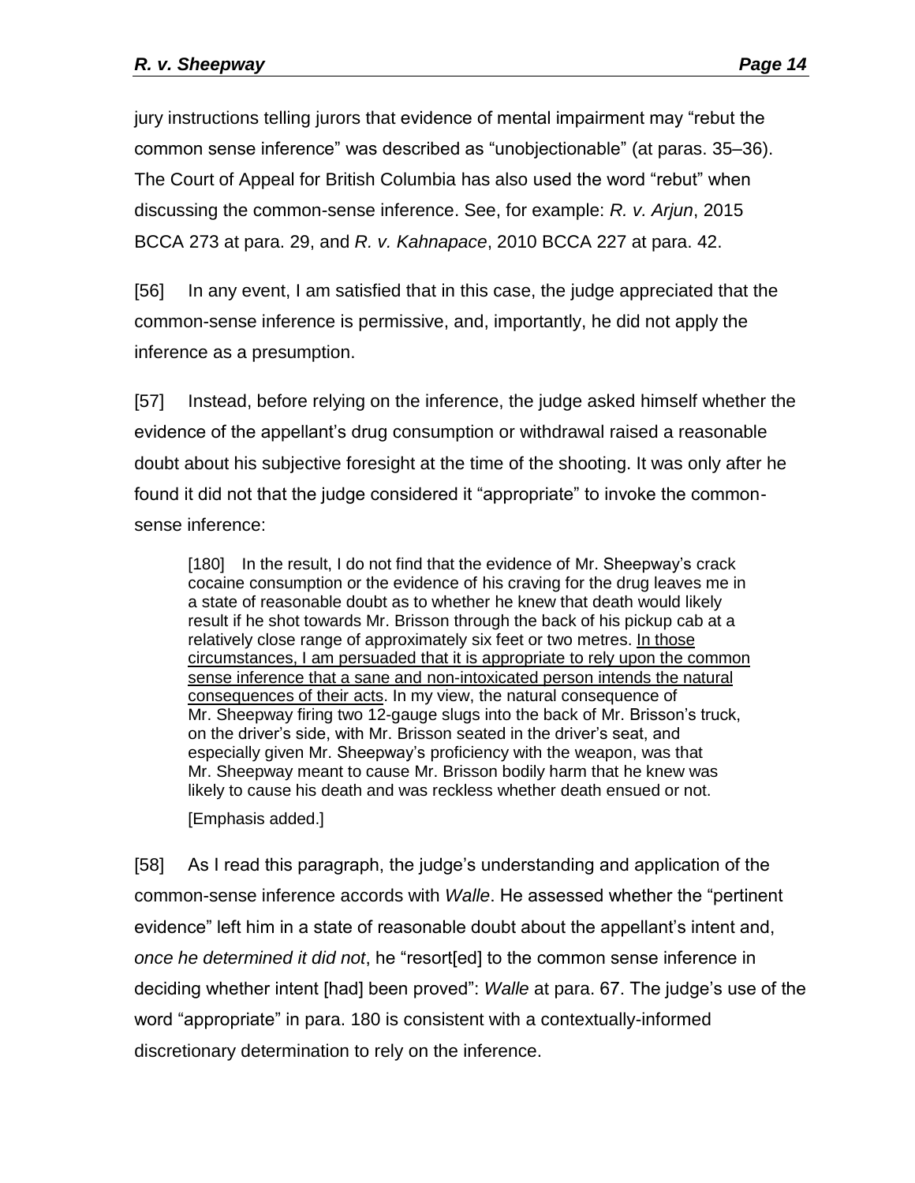jury instructions telling jurors that evidence of mental impairment may "rebut the common sense inference" was described as "unobjectionable" (at paras. 35–36). The Court of Appeal for British Columbia has also used the word "rebut" when discussing the common-sense inference. See, for example: *R. v. Arjun*, 2015 BCCA 273 at para. 29, and *R. v. Kahnapace*, 2010 BCCA 227 at para. 42.

[56] In any event, I am satisfied that in this case, the judge appreciated that the common-sense inference is permissive, and, importantly, he did not apply the inference as a presumption.

[57] Instead, before relying on the inference, the judge asked himself whether the evidence of the appellant's drug consumption or withdrawal raised a reasonable doubt about his subjective foresight at the time of the shooting. It was only after he found it did not that the judge considered it "appropriate" to invoke the common-sense inference:

> [180] In the result, I do not find that the evidence of Mr. Sheepway's crack cocaine consumption or the evidence of his craving for the drug leaves me in a state of reasonable doubt as to whether he knew that death would likely result if he shot towards Mr. Brisson through the back of his pickup cab at a relatively close range of approximately six feet or two metres. <u>In those circumstances, I am persuaded that it is appropriate to rely upon the common sense inference that a sane and non-intoxicated person intends the natural consequences of their acts</u>. In my view, the natural consequence of Mr. Sheepway firing two 12-gauge slugs into the back of Mr. Brisson's truck, on the driver's side, with Mr. Brisson seated in the driver's seat, and especially given Mr. Sheepway's proficiency with the weapon, was that Mr. Sheepway meant to cause Mr. Brisson bodily harm that he knew was likely to cause his death and was reckless whether death ensued or not.
>
> [Emphasis added.]

[58] As I read this paragraph, the judge's understanding and application of the common-sense inference accords with *Walle*. He assessed whether the "pertinent evidence" left him in a state of reasonable doubt about the appellant's intent and, *once he determined it did not*, he "resort[ed] to the common sense inference in deciding whether intent [had] been proved": *Walle* at para. 67. The judge's use of the word "appropriate" in para. 180 is consistent with a contextually-informed discretionary determination to rely on the inference.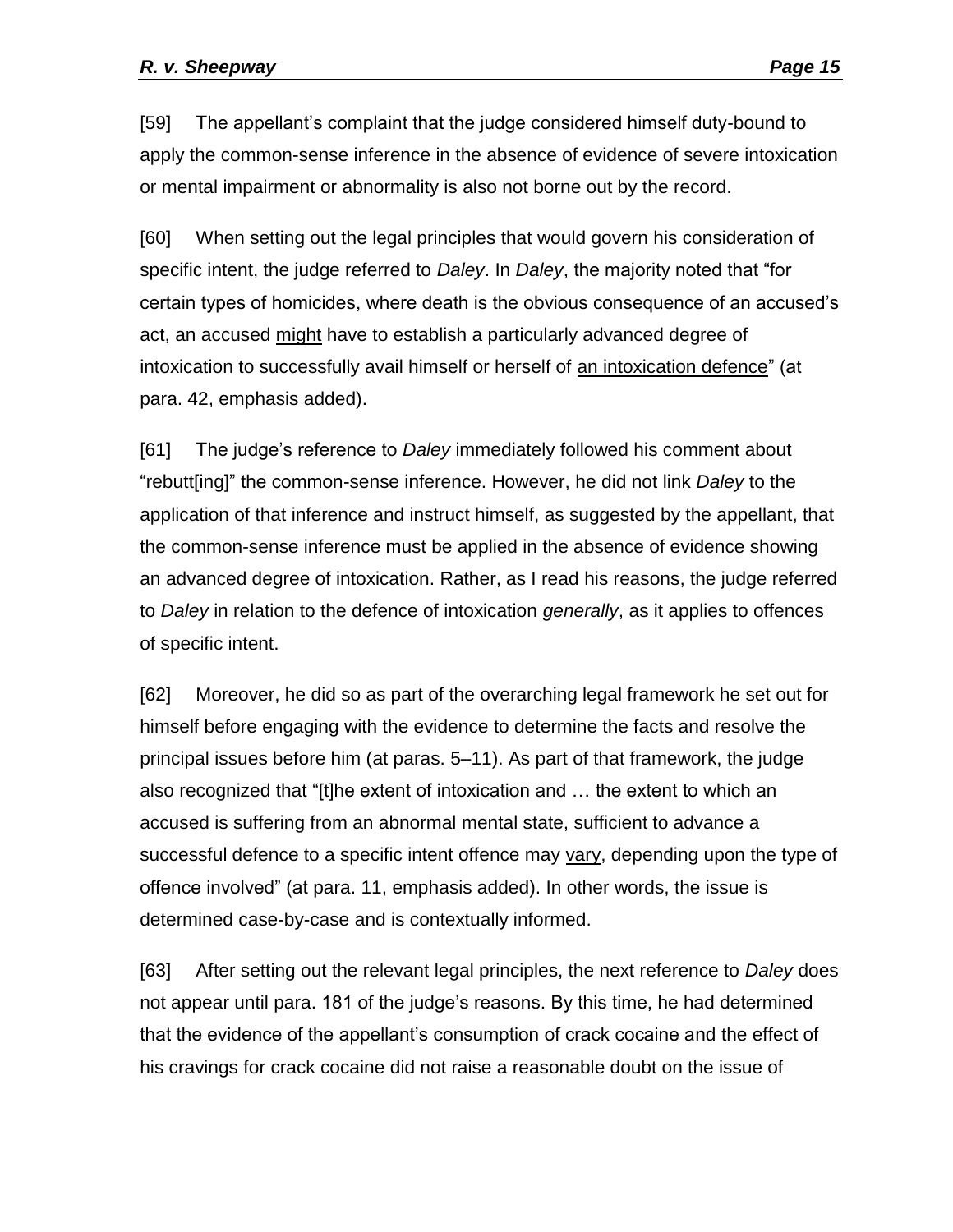[59] The appellant's complaint that the judge considered himself duty-bound to apply the common-sense inference in the absence of evidence of severe intoxication or mental impairment or abnormality is also not borne out by the record.

[60] When setting out the legal principles that would govern his consideration of specific intent, the judge referred to *Daley*. In *Daley*, the majority noted that "for certain types of homicides, where death is the obvious consequence of an accused's act, an accused <u>might</u> have to establish a particularly advanced degree of intoxication to successfully avail himself or herself of <u>an intoxication defence</u>" (at para. 42, emphasis added).

[61] The judge's reference to *Daley* immediately followed his comment about "rebutt[ing]" the common-sense inference. However, he did not link *Daley* to the application of that inference and instruct himself, as suggested by the appellant, that the common-sense inference must be applied in the absence of evidence showing an advanced degree of intoxication. Rather, as I read his reasons, the judge referred to *Daley* in relation to the defence of intoxication *generally*, as it applies to offences of specific intent.

[62] Moreover, he did so as part of the overarching legal framework he set out for himself before engaging with the evidence to determine the facts and resolve the principal issues before him (at paras. 5–11). As part of that framework, the judge also recognized that "[t]he extent of intoxication and … the extent to which an accused is suffering from an abnormal mental state, sufficient to advance a successful defence to a specific intent offence may <u>vary</u>, depending upon the type of offence involved" (at para. 11, emphasis added). In other words, the issue is determined case-by-case and is contextually informed.

[63] After setting out the relevant legal principles, the next reference to *Daley* does not appear until para. 181 of the judge's reasons. By this time, he had determined that the evidence of the appellant's consumption of crack cocaine and the effect of his cravings for crack cocaine did not raise a reasonable doubt on the issue of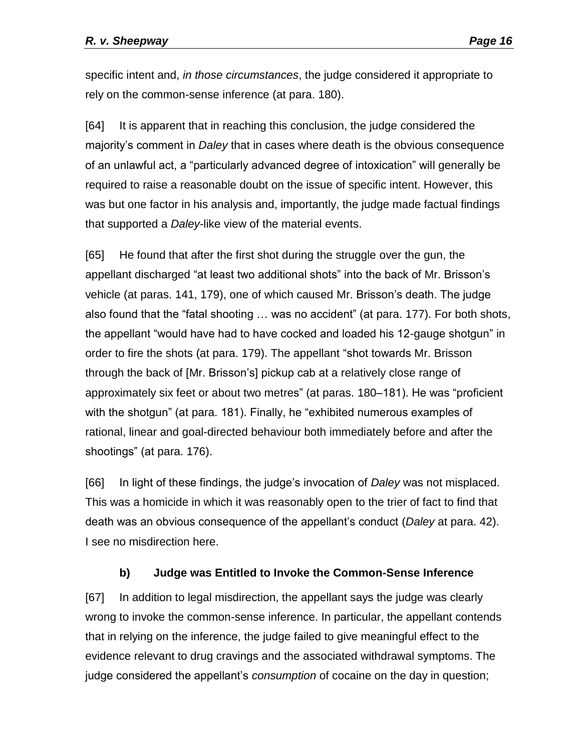specific intent and, *in those circumstances*, the judge considered it appropriate to rely on the common-sense inference (at para. 180).

[64] It is apparent that in reaching this conclusion, the judge considered the majority's comment in *Daley* that in cases where death is the obvious consequence of an unlawful act, a "particularly advanced degree of intoxication" will generally be required to raise a reasonable doubt on the issue of specific intent. However, this was but one factor in his analysis and, importantly, the judge made factual findings that supported a *Daley*-like view of the material events.

[65] He found that after the first shot during the struggle over the gun, the appellant discharged "at least two additional shots" into the back of Mr. Brisson's vehicle (at paras. 141, 179), one of which caused Mr. Brisson's death. The judge also found that the "fatal shooting … was no accident" (at para. 177). For both shots, the appellant "would have had to have cocked and loaded his 12-gauge shotgun" in order to fire the shots (at para. 179). The appellant "shot towards Mr. Brisson through the back of [Mr. Brisson's] pickup cab at a relatively close range of approximately six feet or about two metres" (at paras. 180–181). He was "proficient with the shotgun" (at para. 181). Finally, he "exhibited numerous examples of rational, linear and goal-directed behaviour both immediately before and after the shootings" (at para. 176).

[66] In light of these findings, the judge's invocation of *Daley* was not misplaced. This was a homicide in which it was reasonably open to the trier of fact to find that death was an obvious consequence of the appellant's conduct (*Daley* at para. 42). I see no misdirection here.

### b) Judge was Entitled to Invoke the Common-Sense Inference

[67] In addition to legal misdirection, the appellant says the judge was clearly wrong to invoke the common-sense inference. In particular, the appellant contends that in relying on the inference, the judge failed to give meaningful effect to the evidence relevant to drug cravings and the associated withdrawal symptoms. The judge considered the appellant's *consumption* of cocaine on the day in question;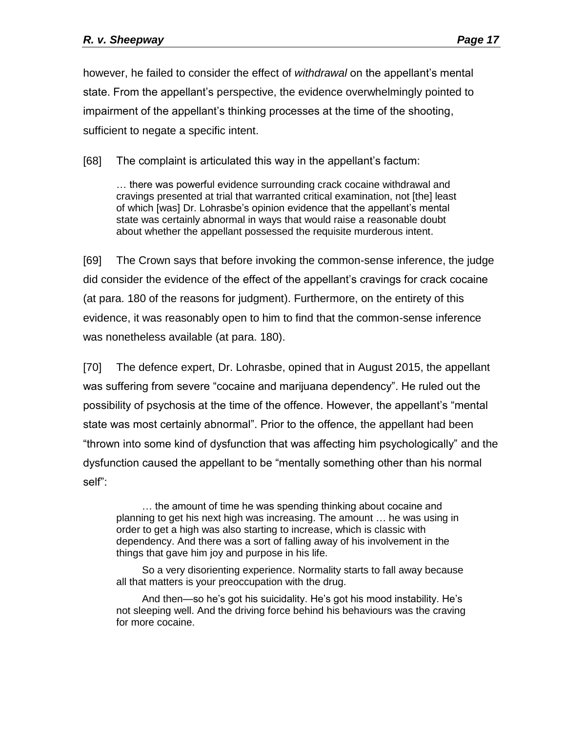however, he failed to consider the effect of *withdrawal* on the appellant's mental state. From the appellant's perspective, the evidence overwhelmingly pointed to impairment of the appellant's thinking processes at the time of the shooting, sufficient to negate a specific intent.

[68] The complaint is articulated this way in the appellant's factum:

> … there was powerful evidence surrounding crack cocaine withdrawal and cravings presented at trial that warranted critical examination, not [the] least of which [was] Dr. Lohrasbe's opinion evidence that the appellant's mental state was certainly abnormal in ways that would raise a reasonable doubt about whether the appellant possessed the requisite murderous intent.

[69] The Crown says that before invoking the common-sense inference, the judge did consider the evidence of the effect of the appellant's cravings for crack cocaine (at para. 180 of the reasons for judgment). Furthermore, on the entirety of this evidence, it was reasonably open to him to find that the common-sense inference was nonetheless available (at para. 180).

[70] The defence expert, Dr. Lohrasbe, opined that in August 2015, the appellant was suffering from severe "cocaine and marijuana dependency". He ruled out the possibility of psychosis at the time of the offence. However, the appellant's "mental state was most certainly abnormal". Prior to the offence, the appellant had been "thrown into some kind of dysfunction that was affecting him psychologically" and the dysfunction caused the appellant to be "mentally something other than his normal self":

> … the amount of time he was spending thinking about cocaine and planning to get his next high was increasing. The amount … he was using in order to get a high was also starting to increase, which is classic with dependency. And there was a sort of falling away of his involvement in the things that gave him joy and purpose in his life.
>
> So a very disorienting experience. Normality starts to fall away because all that matters is your preoccupation with the drug.
>
> And then—so he's got his suicidality. He's got his mood instability. He's not sleeping well. And the driving force behind his behaviours was the craving for more cocaine.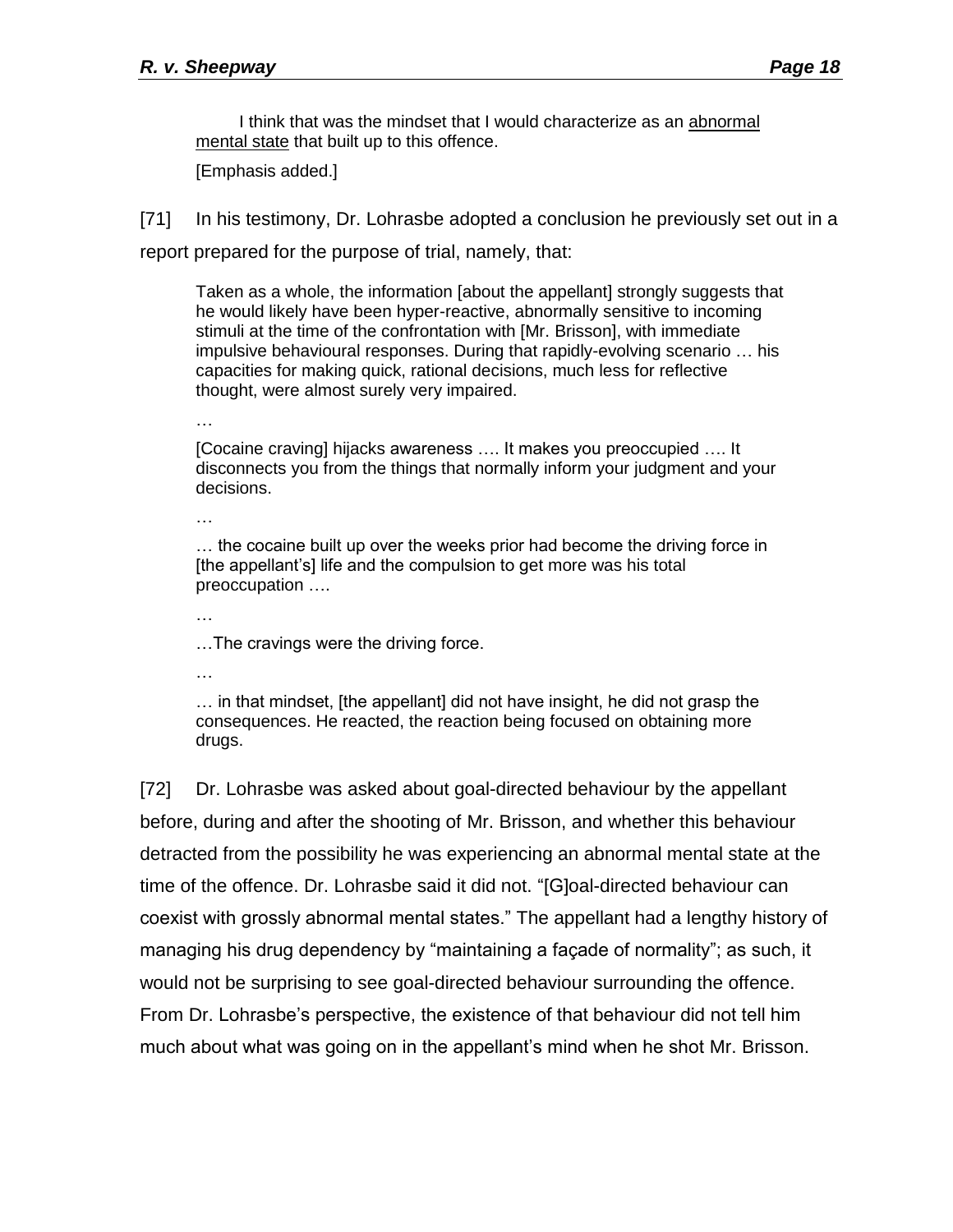> I think that was the mindset that I would characterize as an <u>abnormal mental state</u> that built up to this offence.
>
> [Emphasis added.]

[71] In his testimony, Dr. Lohrasbe adopted a conclusion he previously set out in a report prepared for the purpose of trial, namely, that:

> Taken as a whole, the information [about the appellant] strongly suggests that he would likely have been hyper-reactive, abnormally sensitive to incoming stimuli at the time of the confrontation with [Mr. Brisson], with immediate impulsive behavioural responses. During that rapidly-evolving scenario … his capacities for making quick, rational decisions, much less for reflective thought, were almost surely very impaired.
>
> …
>
> [Cocaine craving] hijacks awareness …. It makes you preoccupied …. It disconnects you from the things that normally inform your judgment and your decisions.
>
> …
>
> … the cocaine built up over the weeks prior had become the driving force in [the appellant's] life and the compulsion to get more was his total preoccupation ….
>
> …
>
> …The cravings were the driving force.
>
> …
>
> … in that mindset, [the appellant] did not have insight, he did not grasp the consequences. He reacted, the reaction being focused on obtaining more drugs.

[72] Dr. Lohrasbe was asked about goal-directed behaviour by the appellant before, during and after the shooting of Mr. Brisson, and whether this behaviour detracted from the possibility he was experiencing an abnormal mental state at the time of the offence. Dr. Lohrasbe said it did not. "[G]oal-directed behaviour can coexist with grossly abnormal mental states." The appellant had a lengthy history of managing his drug dependency by "maintaining a façade of normality"; as such, it would not be surprising to see goal-directed behaviour surrounding the offence. From Dr. Lohrasbe's perspective, the existence of that behaviour did not tell him much about what was going on in the appellant's mind when he shot Mr. Brisson.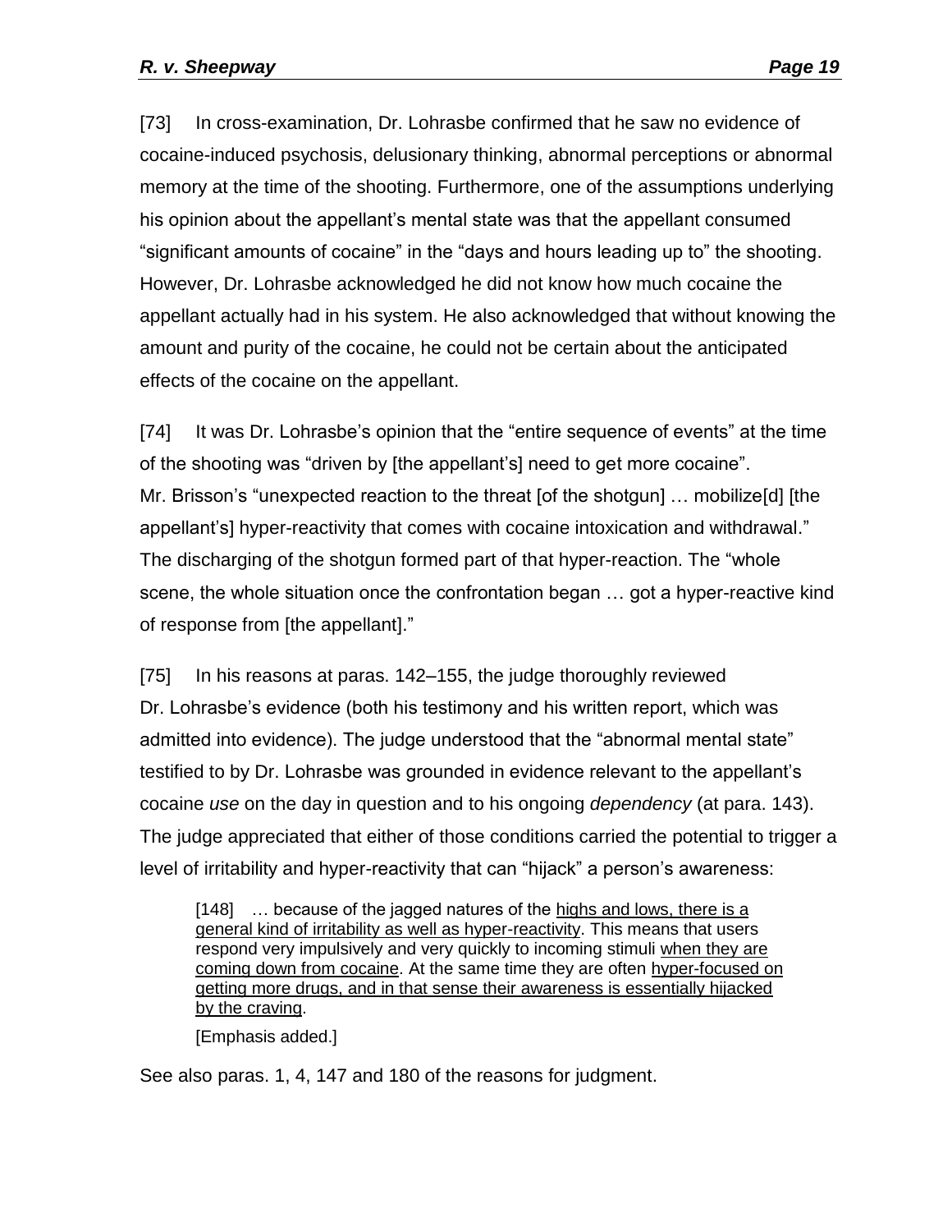[73] In cross-examination, Dr. Lohrasbe confirmed that he saw no evidence of cocaine-induced psychosis, delusionary thinking, abnormal perceptions or abnormal memory at the time of the shooting. Furthermore, one of the assumptions underlying his opinion about the appellant's mental state was that the appellant consumed "significant amounts of cocaine" in the "days and hours leading up to" the shooting. However, Dr. Lohrasbe acknowledged he did not know how much cocaine the appellant actually had in his system. He also acknowledged that without knowing the amount and purity of the cocaine, he could not be certain about the anticipated effects of the cocaine on the appellant.

[74] It was Dr. Lohrasbe's opinion that the "entire sequence of events" at the time of the shooting was "driven by [the appellant's] need to get more cocaine". Mr. Brisson's "unexpected reaction to the threat [of the shotgun] … mobilize[d] [the appellant's] hyper-reactivity that comes with cocaine intoxication and withdrawal." The discharging of the shotgun formed part of that hyper-reaction. The "whole scene, the whole situation once the confrontation began … got a hyper-reactive kind of response from [the appellant]."

[75] In his reasons at paras. 142–155, the judge thoroughly reviewed Dr. Lohrasbe's evidence (both his testimony and his written report, which was admitted into evidence). The judge understood that the "abnormal mental state" testified to by Dr. Lohrasbe was grounded in evidence relevant to the appellant's cocaine *use* on the day in question and to his ongoing *dependency* (at para. 143). The judge appreciated that either of those conditions carried the potential to trigger a level of irritability and hyper-reactivity that can "hijack" a person's awareness:

> [148] … because of the jagged natures of the <u>highs and lows, there is a general kind of irritability as well as hyper-reactivity</u>. This means that users respond very impulsively and very quickly to incoming stimuli <u>when they are coming down from cocaine</u>. At the same time they are often <u>hyper-focused on getting more drugs, and in that sense their awareness is essentially hijacked by the craving</u>.
>
> [Emphasis added.]

See also paras. 1, 4, 147 and 180 of the reasons for judgment.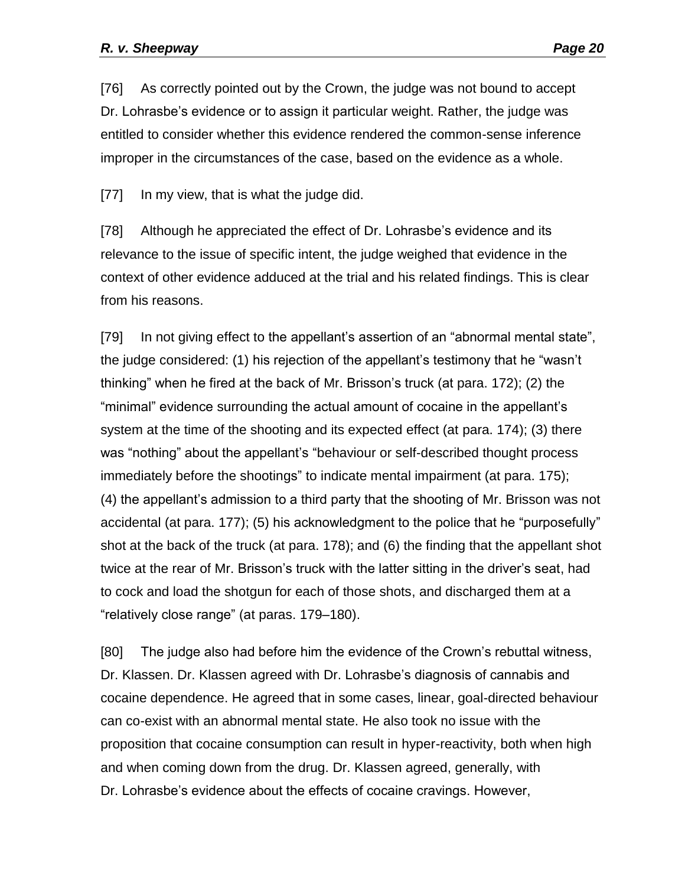[76] As correctly pointed out by the Crown, the judge was not bound to accept Dr. Lohrasbe's evidence or to assign it particular weight. Rather, the judge was entitled to consider whether this evidence rendered the common-sense inference improper in the circumstances of the case, based on the evidence as a whole.

[77] In my view, that is what the judge did.

[78] Although he appreciated the effect of Dr. Lohrasbe's evidence and its relevance to the issue of specific intent, the judge weighed that evidence in the context of other evidence adduced at the trial and his related findings. This is clear from his reasons.

[79] In not giving effect to the appellant's assertion of an "abnormal mental state", the judge considered: (1) his rejection of the appellant's testimony that he "wasn't thinking" when he fired at the back of Mr. Brisson's truck (at para. 172); (2) the "minimal" evidence surrounding the actual amount of cocaine in the appellant's system at the time of the shooting and its expected effect (at para. 174); (3) there was "nothing" about the appellant's "behaviour or self-described thought process immediately before the shootings" to indicate mental impairment (at para. 175); (4) the appellant's admission to a third party that the shooting of Mr. Brisson was not accidental (at para. 177); (5) his acknowledgment to the police that he "purposefully" shot at the back of the truck (at para. 178); and (6) the finding that the appellant shot twice at the rear of Mr. Brisson's truck with the latter sitting in the driver's seat, had to cock and load the shotgun for each of those shots, and discharged them at a "relatively close range" (at paras. 179–180).

[80] The judge also had before him the evidence of the Crown's rebuttal witness, Dr. Klassen. Dr. Klassen agreed with Dr. Lohrasbe's diagnosis of cannabis and cocaine dependence. He agreed that in some cases, linear, goal-directed behaviour can co-exist with an abnormal mental state. He also took no issue with the proposition that cocaine consumption can result in hyper-reactivity, both when high and when coming down from the drug. Dr. Klassen agreed, generally, with Dr. Lohrasbe's evidence about the effects of cocaine cravings. However,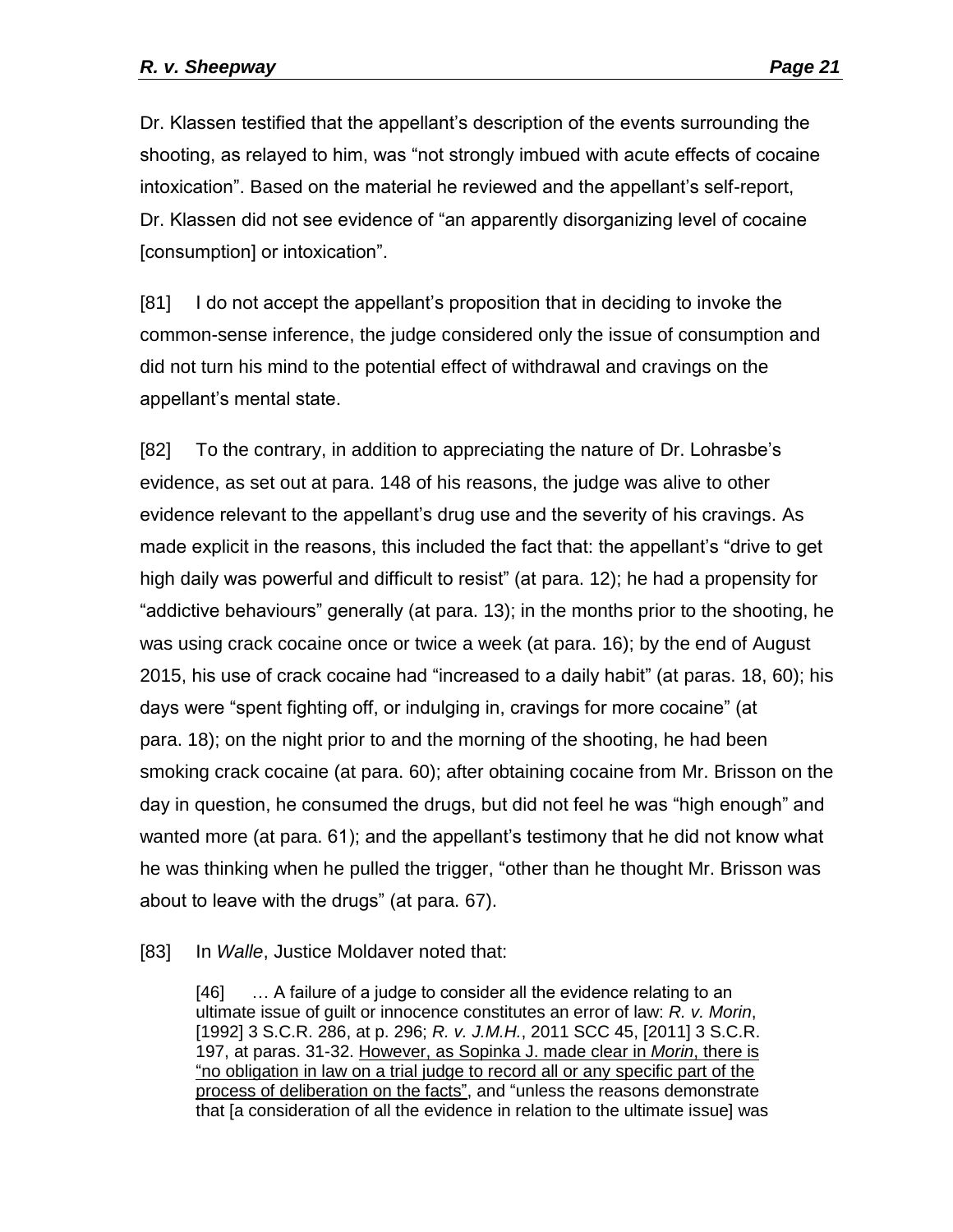Dr. Klassen testified that the appellant's description of the events surrounding the shooting, as relayed to him, was "not strongly imbued with acute effects of cocaine intoxication". Based on the material he reviewed and the appellant's self-report, Dr. Klassen did not see evidence of "an apparently disorganizing level of cocaine [consumption] or intoxication".

[81] I do not accept the appellant's proposition that in deciding to invoke the common-sense inference, the judge considered only the issue of consumption and did not turn his mind to the potential effect of withdrawal and cravings on the appellant's mental state.

[82] To the contrary, in addition to appreciating the nature of Dr. Lohrasbe's evidence, as set out at para. 148 of his reasons, the judge was alive to other evidence relevant to the appellant's drug use and the severity of his cravings. As made explicit in the reasons, this included the fact that: the appellant's "drive to get high daily was powerful and difficult to resist" (at para. 12); he had a propensity for "addictive behaviours" generally (at para. 13); in the months prior to the shooting, he was using crack cocaine once or twice a week (at para. 16); by the end of August 2015, his use of crack cocaine had "increased to a daily habit" (at paras. 18, 60); his days were "spent fighting off, or indulging in, cravings for more cocaine" (at para. 18); on the night prior to and the morning of the shooting, he had been smoking crack cocaine (at para. 60); after obtaining cocaine from Mr. Brisson on the day in question, he consumed the drugs, but did not feel he was "high enough" and wanted more (at para. 61); and the appellant's testimony that he did not know what he was thinking when he pulled the trigger, "other than he thought Mr. Brisson was about to leave with the drugs" (at para. 67).

[83] In *Walle*, Justice Moldaver noted that:

> [46] … A failure of a judge to consider all the evidence relating to an ultimate issue of guilt or innocence constitutes an error of law: *R. v. Morin*, [1992] 3 S.C.R. 286, at p. 296; *R. v. J.M.H.*, 2011 SCC 45, [2011] 3 S.C.R. 197, at paras. 31-32. <u>However, as Sopinka J. made clear in *Morin*, there is "no obligation in law on a trial judge to record all or any specific part of the process of deliberation on the facts"</u>, and "unless the reasons demonstrate that [a consideration of all the evidence in relation to the ultimate issue] was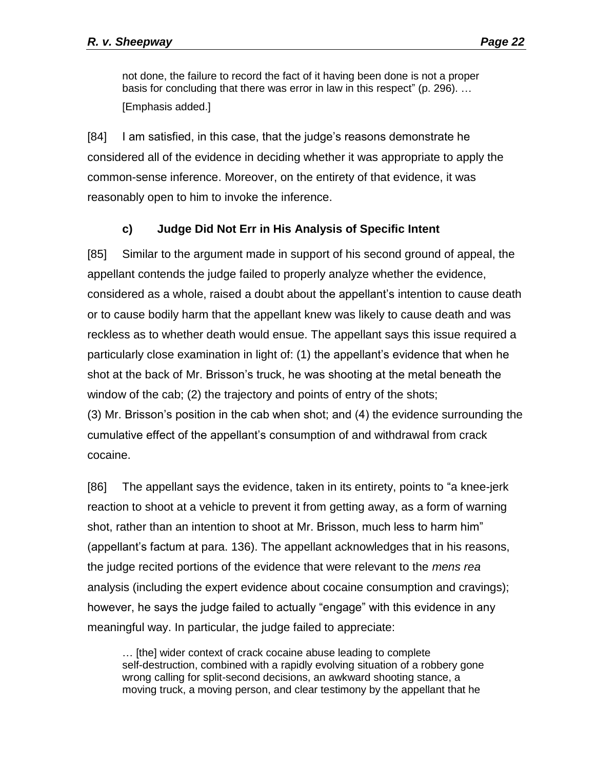> not done, the failure to record the fact of it having been done is not a proper basis for concluding that there was error in law in this respect" (p. 296). …
>
> [Emphasis added.]

[84] I am satisfied, in this case, that the judge's reasons demonstrate he considered all of the evidence in deciding whether it was appropriate to apply the common-sense inference. Moreover, on the entirety of that evidence, it was reasonably open to him to invoke the inference.

### c) Judge Did Not Err in His Analysis of Specific Intent

[85] Similar to the argument made in support of his second ground of appeal, the appellant contends the judge failed to properly analyze whether the evidence, considered as a whole, raised a doubt about the appellant's intention to cause death or to cause bodily harm that the appellant knew was likely to cause death and was reckless as to whether death would ensue. The appellant says this issue required a particularly close examination in light of: (1) the appellant's evidence that when he shot at the back of Mr. Brisson's truck, he was shooting at the metal beneath the window of the cab; (2) the trajectory and points of entry of the shots; (3) Mr. Brisson's position in the cab when shot; and (4) the evidence surrounding the cumulative effect of the appellant's consumption of and withdrawal from crack cocaine.

[86] The appellant says the evidence, taken in its entirety, points to "a knee-jerk reaction to shoot at a vehicle to prevent it from getting away, as a form of warning shot, rather than an intention to shoot at Mr. Brisson, much less to harm him" (appellant's factum at para. 136). The appellant acknowledges that in his reasons, the judge recited portions of the evidence that were relevant to the *mens rea* analysis (including the expert evidence about cocaine consumption and cravings); however, he says the judge failed to actually "engage" with this evidence in any meaningful way. In particular, the judge failed to appreciate:

> … [the] wider context of crack cocaine abuse leading to complete self-destruction, combined with a rapidly evolving situation of a robbery gone wrong calling for split-second decisions, an awkward shooting stance, a moving truck, a moving person, and clear testimony by the appellant that he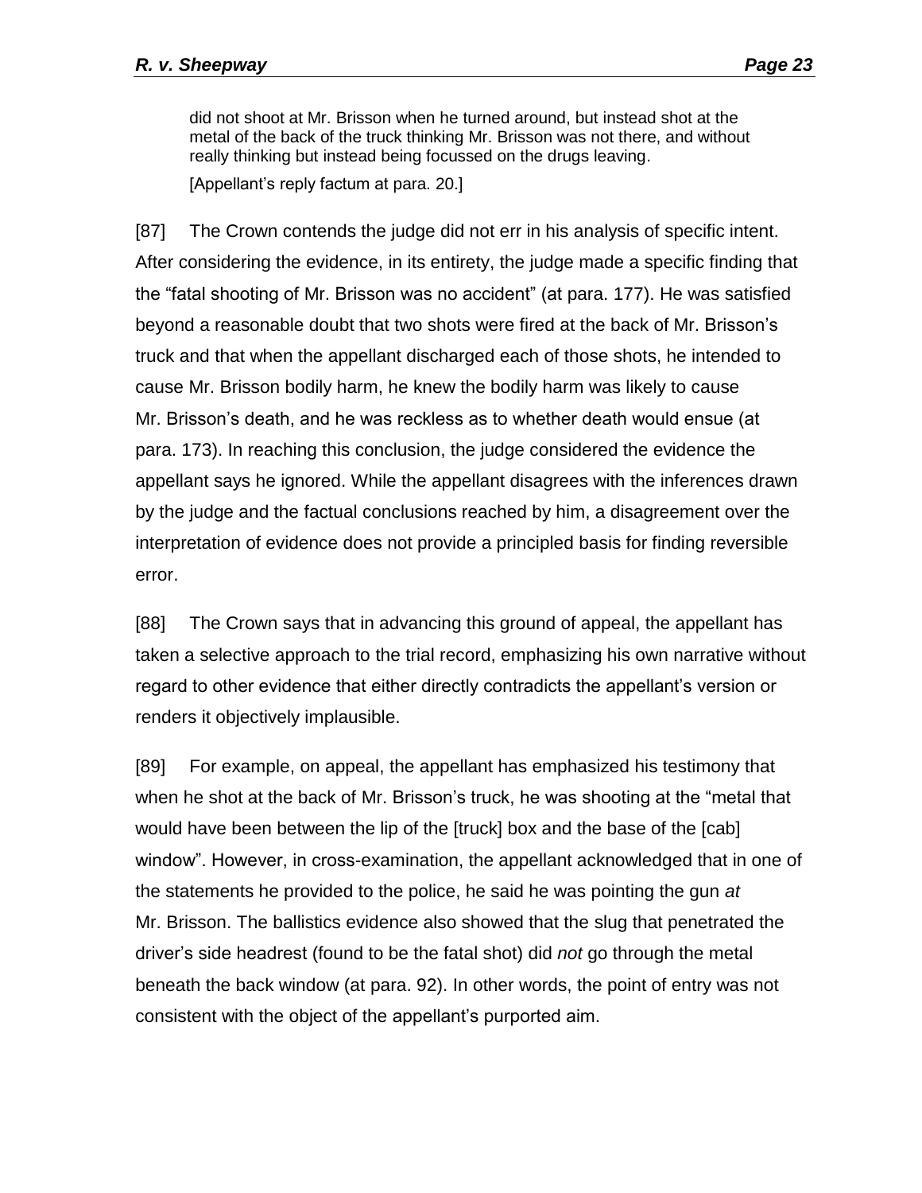> did not shoot at Mr. Brisson when he turned around, but instead shot at the metal of the back of the truck thinking Mr. Brisson was not there, and without really thinking but instead being focussed on the drugs leaving.
>
> [Appellant's reply factum at para. 20.]

[87] The Crown contends the judge did not err in his analysis of specific intent. After considering the evidence, in its entirety, the judge made a specific finding that the "fatal shooting of Mr. Brisson was no accident" (at para. 177). He was satisfied beyond a reasonable doubt that two shots were fired at the back of Mr. Brisson's truck and that when the appellant discharged each of those shots, he intended to cause Mr. Brisson bodily harm, he knew the bodily harm was likely to cause Mr. Brisson's death, and he was reckless as to whether death would ensue (at para. 173). In reaching this conclusion, the judge considered the evidence the appellant says he ignored. While the appellant disagrees with the inferences drawn by the judge and the factual conclusions reached by him, a disagreement over the interpretation of evidence does not provide a principled basis for finding reversible error.

[88] The Crown says that in advancing this ground of appeal, the appellant has taken a selective approach to the trial record, emphasizing his own narrative without regard to other evidence that either directly contradicts the appellant's version or renders it objectively implausible.

[89] For example, on appeal, the appellant has emphasized his testimony that when he shot at the back of Mr. Brisson's truck, he was shooting at the "metal that would have been between the lip of the [truck] box and the base of the [cab] window". However, in cross-examination, the appellant acknowledged that in one of the statements he provided to the police, he said he was pointing the gun *at* Mr. Brisson. The ballistics evidence also showed that the slug that penetrated the driver's side headrest (found to be the fatal shot) did *not* go through the metal beneath the back window (at para. 92). In other words, the point of entry was not consistent with the object of the appellant's purported aim.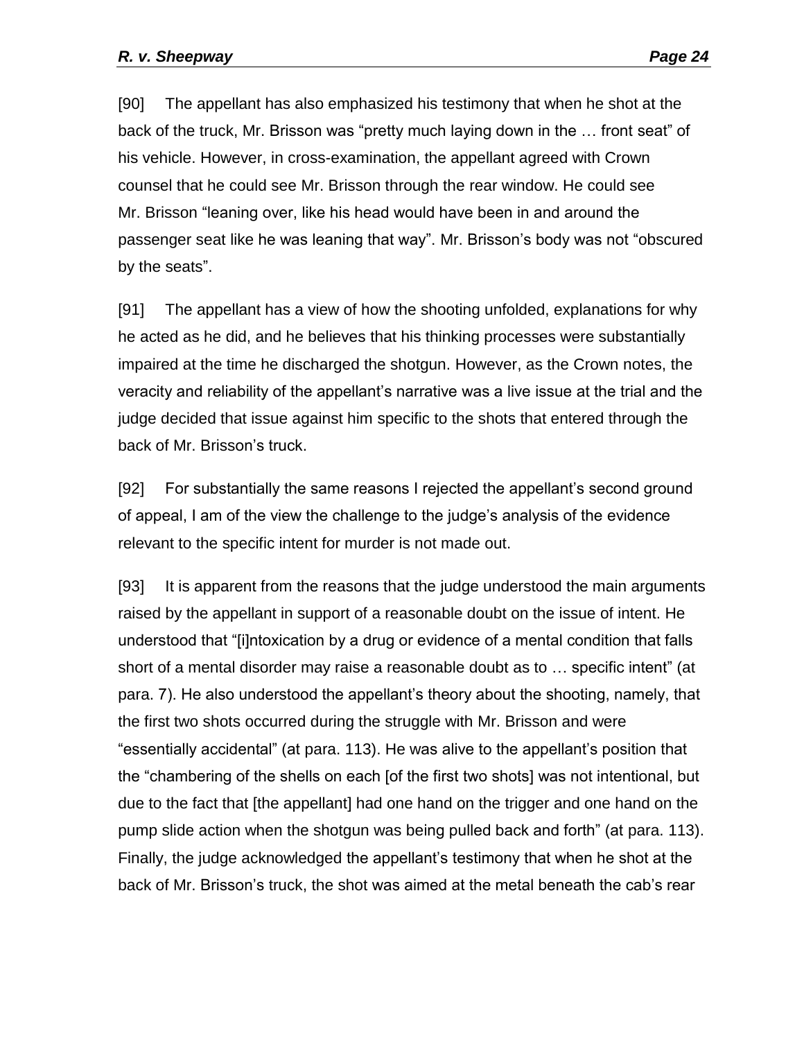[90] The appellant has also emphasized his testimony that when he shot at the back of the truck, Mr. Brisson was "pretty much laying down in the … front seat" of his vehicle. However, in cross-examination, the appellant agreed with Crown counsel that he could see Mr. Brisson through the rear window. He could see Mr. Brisson "leaning over, like his head would have been in and around the passenger seat like he was leaning that way". Mr. Brisson's body was not "obscured by the seats".

[91] The appellant has a view of how the shooting unfolded, explanations for why he acted as he did, and he believes that his thinking processes were substantially impaired at the time he discharged the shotgun. However, as the Crown notes, the veracity and reliability of the appellant's narrative was a live issue at the trial and the judge decided that issue against him specific to the shots that entered through the back of Mr. Brisson's truck.

[92] For substantially the same reasons I rejected the appellant's second ground of appeal, I am of the view the challenge to the judge's analysis of the evidence relevant to the specific intent for murder is not made out.

[93] It is apparent from the reasons that the judge understood the main arguments raised by the appellant in support of a reasonable doubt on the issue of intent. He understood that "[i]ntoxication by a drug or evidence of a mental condition that falls short of a mental disorder may raise a reasonable doubt as to … specific intent" (at para. 7). He also understood the appellant's theory about the shooting, namely, that the first two shots occurred during the struggle with Mr. Brisson and were "essentially accidental" (at para. 113). He was alive to the appellant's position that the "chambering of the shells on each [of the first two shots] was not intentional, but due to the fact that [the appellant] had one hand on the trigger and one hand on the pump slide action when the shotgun was being pulled back and forth" (at para. 113). Finally, the judge acknowledged the appellant's testimony that when he shot at the back of Mr. Brisson's truck, the shot was aimed at the metal beneath the cab's rear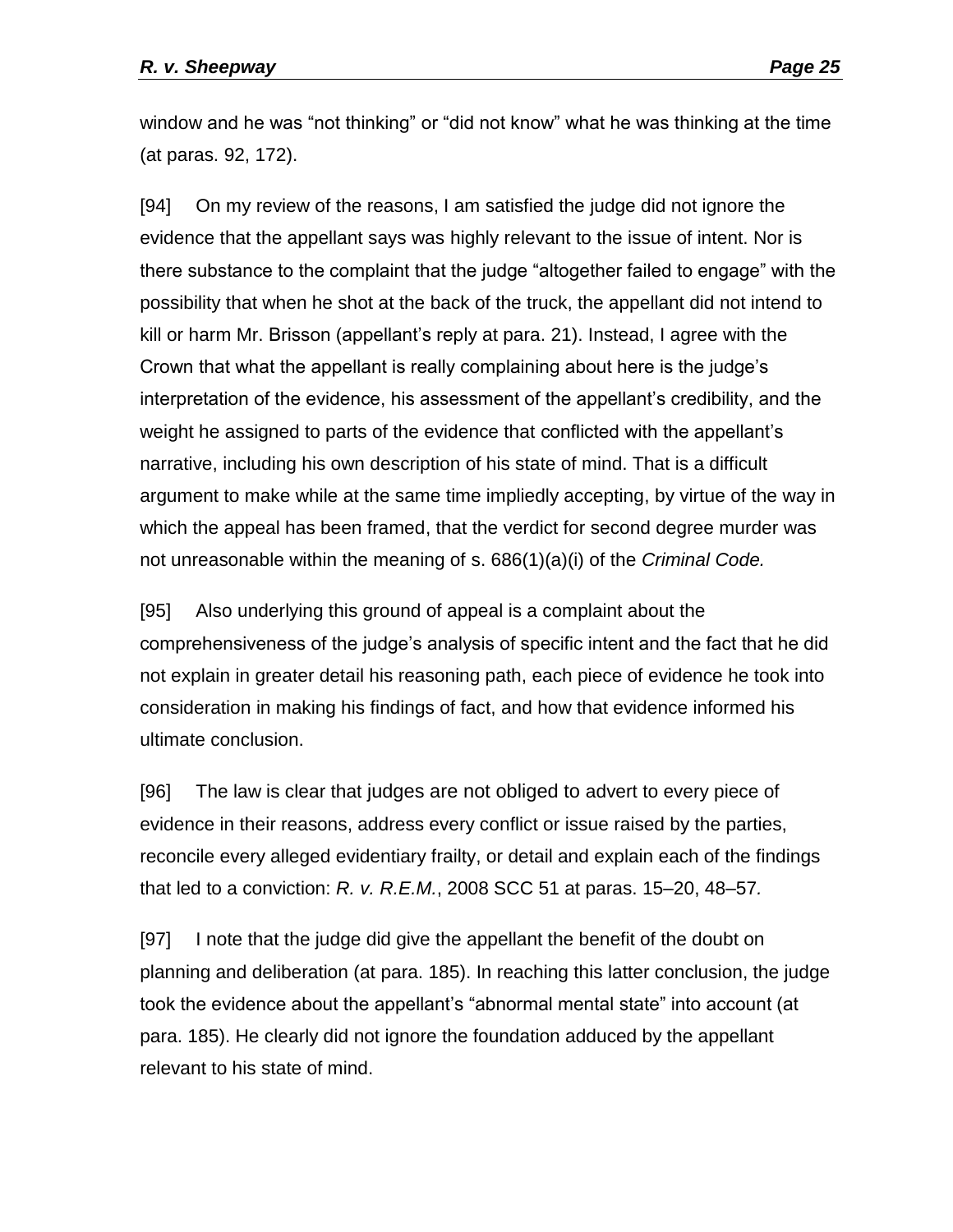window and he was “not thinking” or “did not know” what he was thinking at the time (at paras. 92, 172).

[94] On my review of the reasons, I am satisfied the judge did not ignore the evidence that the appellant says was highly relevant to the issue of intent. Nor is there substance to the complaint that the judge “altogether failed to engage” with the possibility that when he shot at the back of the truck, the appellant did not intend to kill or harm Mr. Brisson (appellant’s reply at para. 21). Instead, I agree with the Crown that what the appellant is really complaining about here is the judge’s interpretation of the evidence, his assessment of the appellant’s credibility, and the weight he assigned to parts of the evidence that conflicted with the appellant’s narrative, including his own description of his state of mind. That is a difficult argument to make while at the same time impliedly accepting, by virtue of the way in which the appeal has been framed, that the verdict for second degree murder was not unreasonable within the meaning of s. 686(1)(a)(i) of the *Criminal Code.*

[95] Also underlying this ground of appeal is a complaint about the comprehensiveness of the judge’s analysis of specific intent and the fact that he did not explain in greater detail his reasoning path, each piece of evidence he took into consideration in making his findings of fact, and how that evidence informed his ultimate conclusion.

[96] The law is clear that judges are not obliged to advert to every piece of evidence in their reasons, address every conflict or issue raised by the parties, reconcile every alleged evidentiary frailty, or detail and explain each of the findings that led to a conviction: *R. v. R.E.M.*, 2008 SCC 51 at paras. 15–20, 48–57*.*

[97] I note that the judge did give the appellant the benefit of the doubt on planning and deliberation (at para. 185). In reaching this latter conclusion, the judge took the evidence about the appellant’s “abnormal mental state” into account (at para. 185). He clearly did not ignore the foundation adduced by the appellant relevant to his state of mind.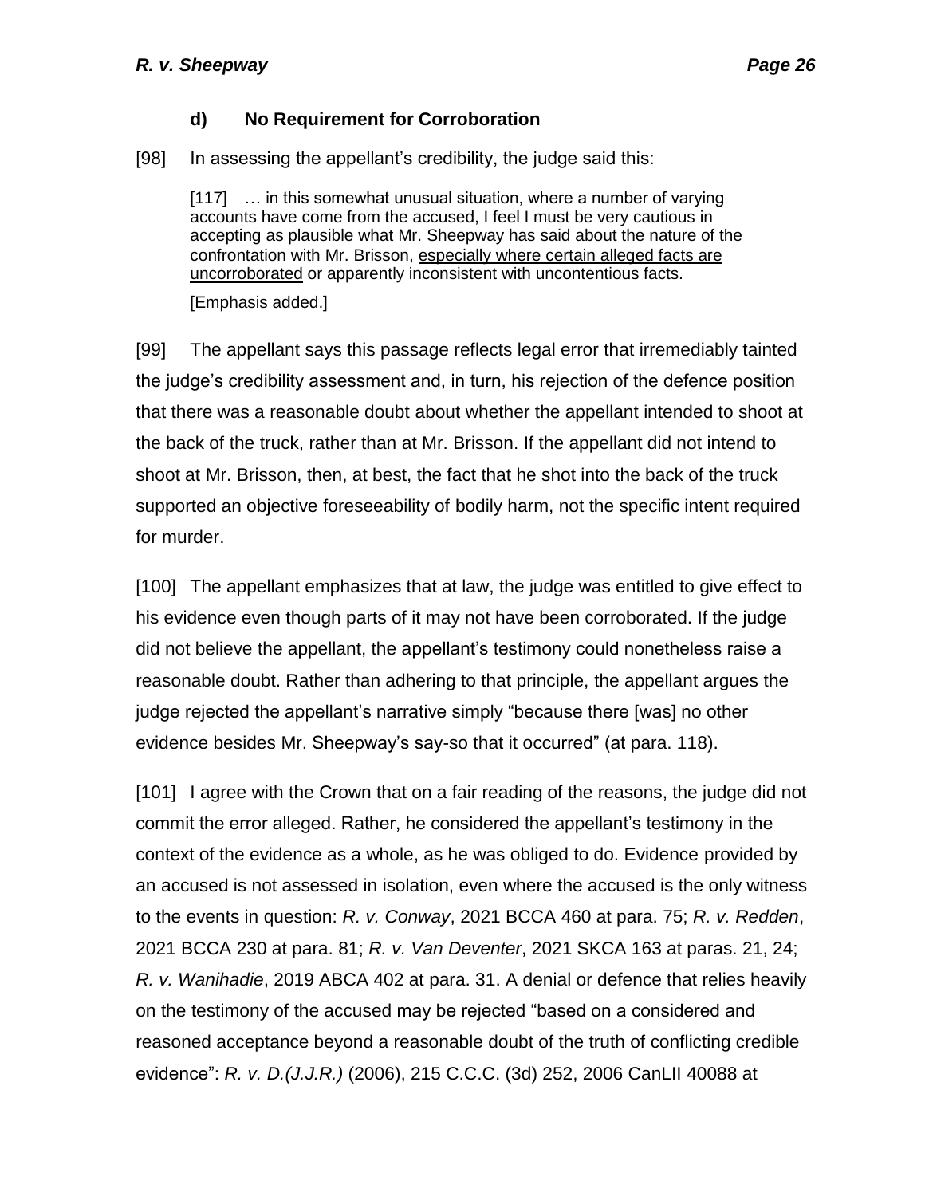#### d) No Requirement for Corroboration

[98] In assessing the appellant's credibility, the judge said this:

> [117] … in this somewhat unusual situation, where a number of varying accounts have come from the accused, I feel I must be very cautious in accepting as plausible what Mr. Sheepway has said about the nature of the confrontation with Mr. Brisson, <u>especially where certain alleged facts are uncorroborated</u> or apparently inconsistent with uncontentious facts.
>
> [Emphasis added.]

[99] The appellant says this passage reflects legal error that irremediably tainted the judge's credibility assessment and, in turn, his rejection of the defence position that there was a reasonable doubt about whether the appellant intended to shoot at the back of the truck, rather than at Mr. Brisson. If the appellant did not intend to shoot at Mr. Brisson, then, at best, the fact that he shot into the back of the truck supported an objective foreseeability of bodily harm, not the specific intent required for murder.

[100] The appellant emphasizes that at law, the judge was entitled to give effect to his evidence even though parts of it may not have been corroborated. If the judge did not believe the appellant, the appellant's testimony could nonetheless raise a reasonable doubt. Rather than adhering to that principle, the appellant argues the judge rejected the appellant's narrative simply "because there [was] no other evidence besides Mr. Sheepway's say-so that it occurred" (at para. 118).

[101] I agree with the Crown that on a fair reading of the reasons, the judge did not commit the error alleged. Rather, he considered the appellant's testimony in the context of the evidence as a whole, as he was obliged to do. Evidence provided by an accused is not assessed in isolation, even where the accused is the only witness to the events in question: *R. v. Conway*, 2021 BCCA 460 at para. 75; *R. v. Redden*, 2021 BCCA 230 at para. 81; *R. v. Van Deventer*, 2021 SKCA 163 at paras. 21, 24; *R. v. Wanihadie*, 2019 ABCA 402 at para. 31. A denial or defence that relies heavily on the testimony of the accused may be rejected "based on a considered and reasoned acceptance beyond a reasonable doubt of the truth of conflicting credible evidence": *R. v. D.(J.J.R.)* (2006), 215 C.C.C. (3d) 252, 2006 CanLII 40088 at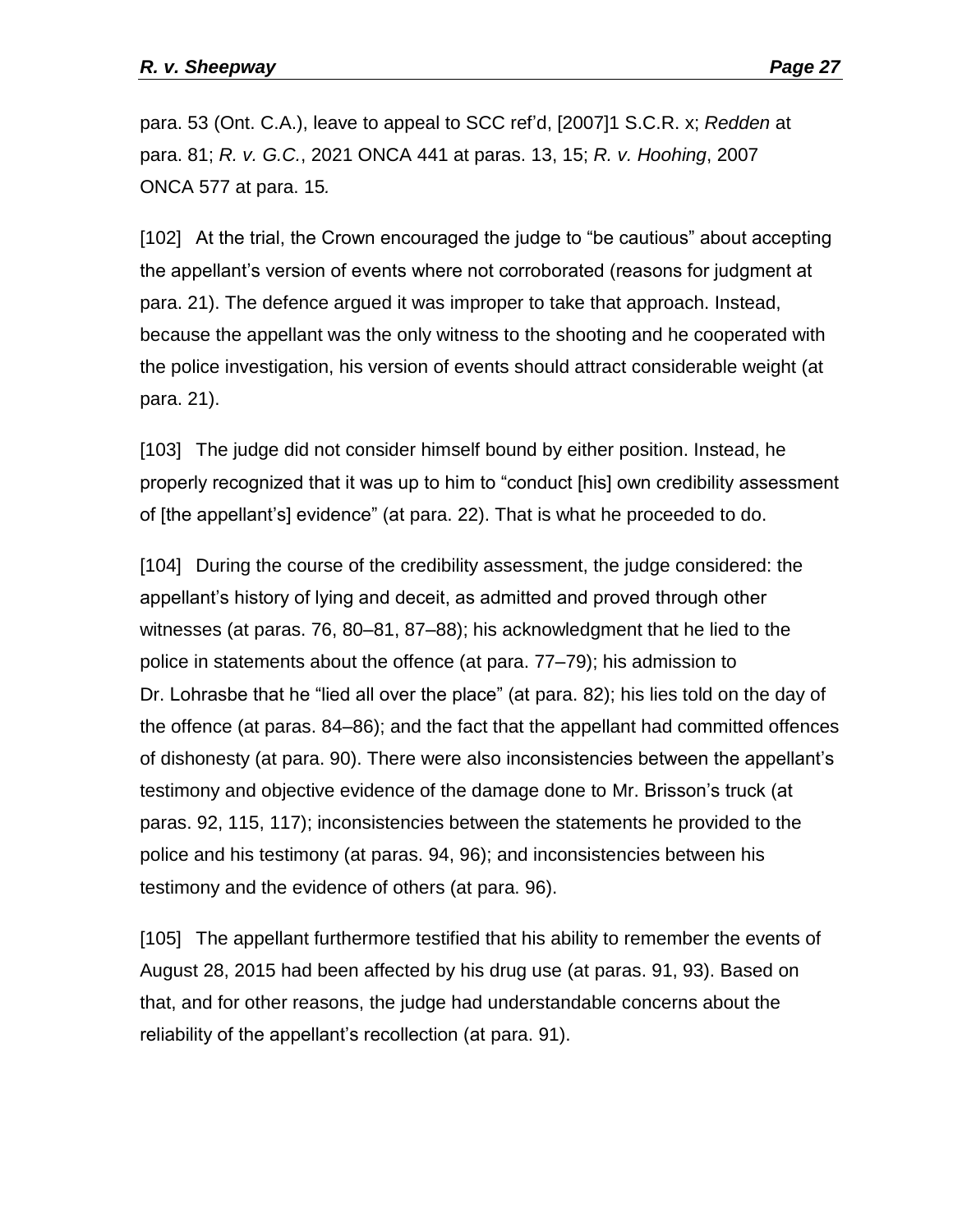para. 53 (Ont. C.A.), leave to appeal to SCC ref'd, [2007]1 S.C.R. x; *Redden* at para. 81; *R. v. G.C.*, 2021 ONCA 441 at paras. 13, 15; *R. v. Hoohing*, 2007 ONCA 577 at para. 15*.*

[102] At the trial, the Crown encouraged the judge to "be cautious" about accepting the appellant's version of events where not corroborated (reasons for judgment at para. 21). The defence argued it was improper to take that approach. Instead, because the appellant was the only witness to the shooting and he cooperated with the police investigation, his version of events should attract considerable weight (at para. 21).

[103] The judge did not consider himself bound by either position. Instead, he properly recognized that it was up to him to "conduct [his] own credibility assessment of [the appellant's] evidence" (at para. 22). That is what he proceeded to do.

[104] During the course of the credibility assessment, the judge considered: the appellant's history of lying and deceit, as admitted and proved through other witnesses (at paras. 76, 80–81, 87–88); his acknowledgment that he lied to the police in statements about the offence (at para. 77–79); his admission to Dr. Lohrasbe that he "lied all over the place" (at para. 82); his lies told on the day of the offence (at paras. 84–86); and the fact that the appellant had committed offences of dishonesty (at para. 90). There were also inconsistencies between the appellant's testimony and objective evidence of the damage done to Mr. Brisson's truck (at paras. 92, 115, 117); inconsistencies between the statements he provided to the police and his testimony (at paras. 94, 96); and inconsistencies between his testimony and the evidence of others (at para. 96).

[105] The appellant furthermore testified that his ability to remember the events of August 28, 2015 had been affected by his drug use (at paras. 91, 93). Based on that, and for other reasons, the judge had understandable concerns about the reliability of the appellant's recollection (at para. 91).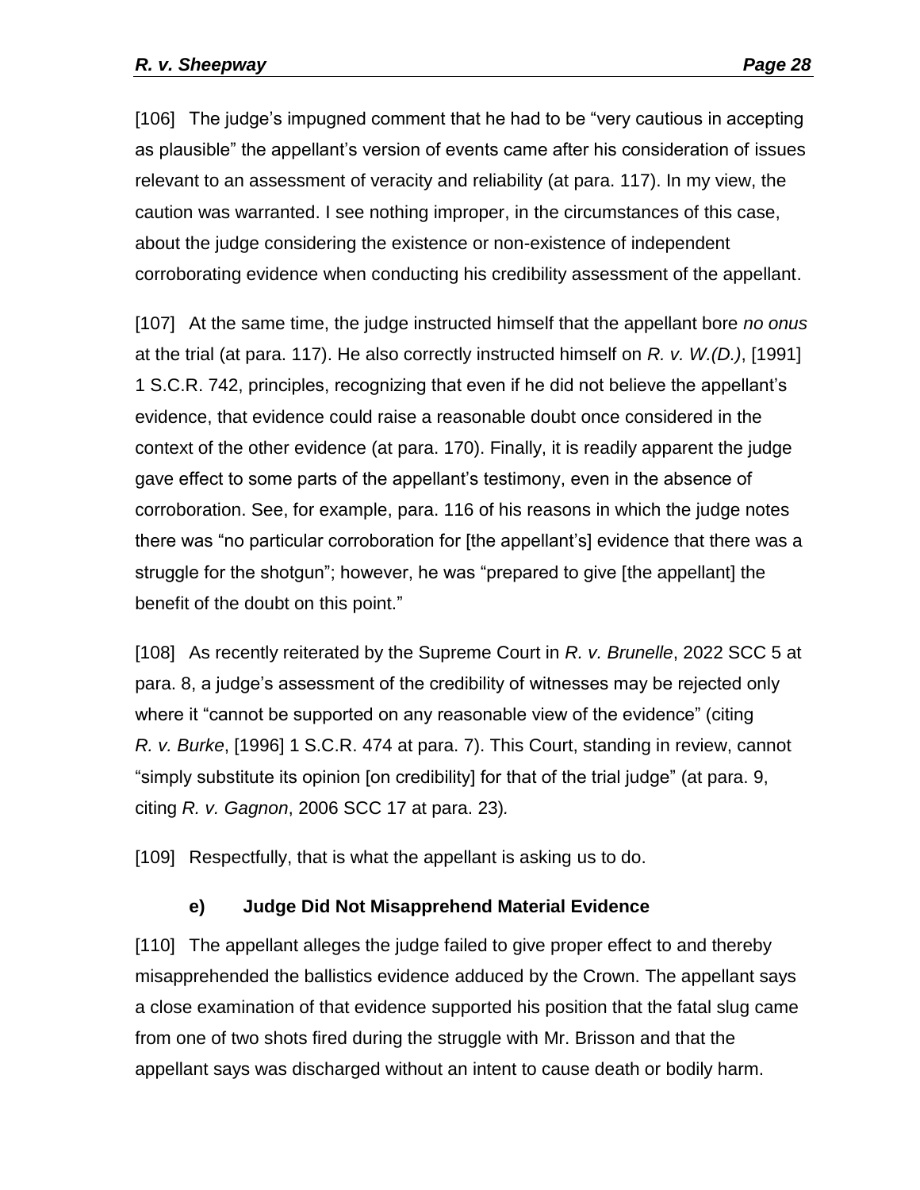[106] The judge's impugned comment that he had to be "very cautious in accepting as plausible" the appellant's version of events came after his consideration of issues relevant to an assessment of veracity and reliability (at para. 117). In my view, the caution was warranted. I see nothing improper, in the circumstances of this case, about the judge considering the existence or non-existence of independent corroborating evidence when conducting his credibility assessment of the appellant.

[107] At the same time, the judge instructed himself that the appellant bore *no onus* at the trial (at para. 117). He also correctly instructed himself on *R. v. W.(D.)*, [1991] 1 S.C.R. 742, principles, recognizing that even if he did not believe the appellant's evidence, that evidence could raise a reasonable doubt once considered in the context of the other evidence (at para. 170). Finally, it is readily apparent the judge gave effect to some parts of the appellant's testimony, even in the absence of corroboration. See, for example, para. 116 of his reasons in which the judge notes there was "no particular corroboration for [the appellant's] evidence that there was a struggle for the shotgun"; however, he was "prepared to give [the appellant] the benefit of the doubt on this point."

[108] As recently reiterated by the Supreme Court in *R. v. Brunelle*, 2022 SCC 5 at para. 8, a judge's assessment of the credibility of witnesses may be rejected only where it "cannot be supported on any reasonable view of the evidence" (citing *R. v. Burke*, [1996] 1 S.C.R. 474 at para. 7). This Court, standing in review, cannot "simply substitute its opinion [on credibility] for that of the trial judge" (at para. 9, citing *R. v. Gagnon*, 2006 SCC 17 at para. 23)*.*

[109] Respectfully, that is what the appellant is asking us to do.

### e) Judge Did Not Misapprehend Material Evidence

[110] The appellant alleges the judge failed to give proper effect to and thereby misapprehended the ballistics evidence adduced by the Crown. The appellant says a close examination of that evidence supported his position that the fatal slug came from one of two shots fired during the struggle with Mr. Brisson and that the appellant says was discharged without an intent to cause death or bodily harm.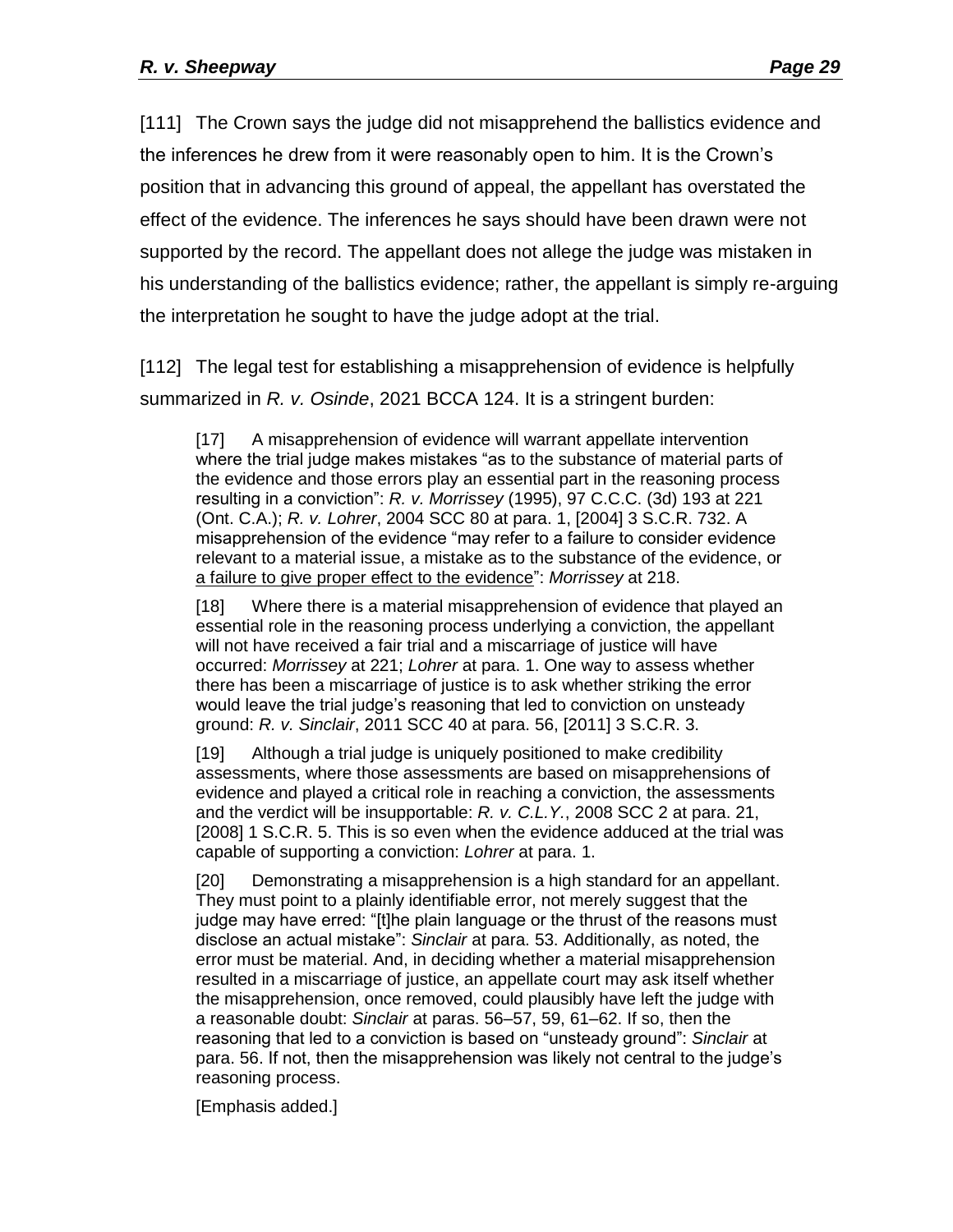[111] The Crown says the judge did not misapprehend the ballistics evidence and the inferences he drew from it were reasonably open to him. It is the Crown's position that in advancing this ground of appeal, the appellant has overstated the effect of the evidence. The inferences he says should have been drawn were not supported by the record. The appellant does not allege the judge was mistaken in his understanding of the ballistics evidence; rather, the appellant is simply re-arguing the interpretation he sought to have the judge adopt at the trial.

[112] The legal test for establishing a misapprehension of evidence is helpfully summarized in *R. v. Osinde*, 2021 BCCA 124. It is a stringent burden:

> [17] A misapprehension of evidence will warrant appellate intervention where the trial judge makes mistakes "as to the substance of material parts of the evidence and those errors play an essential part in the reasoning process resulting in a conviction": *R. v. Morrissey* (1995), 97 C.C.C. (3d) 193 at 221 (Ont. C.A.); *R. v. Lohrer*, 2004 SCC 80 at para. 1, [2004] 3 S.C.R. 732. A misapprehension of the evidence "may refer to a failure to consider evidence relevant to a material issue, a mistake as to the substance of the evidence, or <u>a failure to give proper effect to the evidence</u>": *Morrissey* at 218.
>
> [18] Where there is a material misapprehension of evidence that played an essential role in the reasoning process underlying a conviction, the appellant will not have received a fair trial and a miscarriage of justice will have occurred: *Morrissey* at 221; *Lohrer* at para. 1. One way to assess whether there has been a miscarriage of justice is to ask whether striking the error would leave the trial judge's reasoning that led to conviction on unsteady ground: *R. v. Sinclair*, 2011 SCC 40 at para. 56, [2011] 3 S.C.R. 3.
>
> [19] Although a trial judge is uniquely positioned to make credibility assessments, where those assessments are based on misapprehensions of evidence and played a critical role in reaching a conviction, the assessments and the verdict will be insupportable: *R. v. C.L.Y.*, 2008 SCC 2 at para. 21, [2008] 1 S.C.R. 5. This is so even when the evidence adduced at the trial was capable of supporting a conviction: *Lohrer* at para. 1.
>
> [20] Demonstrating a misapprehension is a high standard for an appellant. They must point to a plainly identifiable error, not merely suggest that the judge may have erred: "[t]he plain language or the thrust of the reasons must disclose an actual mistake": *Sinclair* at para. 53. Additionally, as noted, the error must be material. And, in deciding whether a material misapprehension resulted in a miscarriage of justice, an appellate court may ask itself whether the misapprehension, once removed, could plausibly have left the judge with a reasonable doubt: *Sinclair* at paras. 56–57, 59, 61–62. If so, then the reasoning that led to a conviction is based on "unsteady ground": *Sinclair* at para. 56. If not, then the misapprehension was likely not central to the judge's reasoning process.
>
> [Emphasis added.]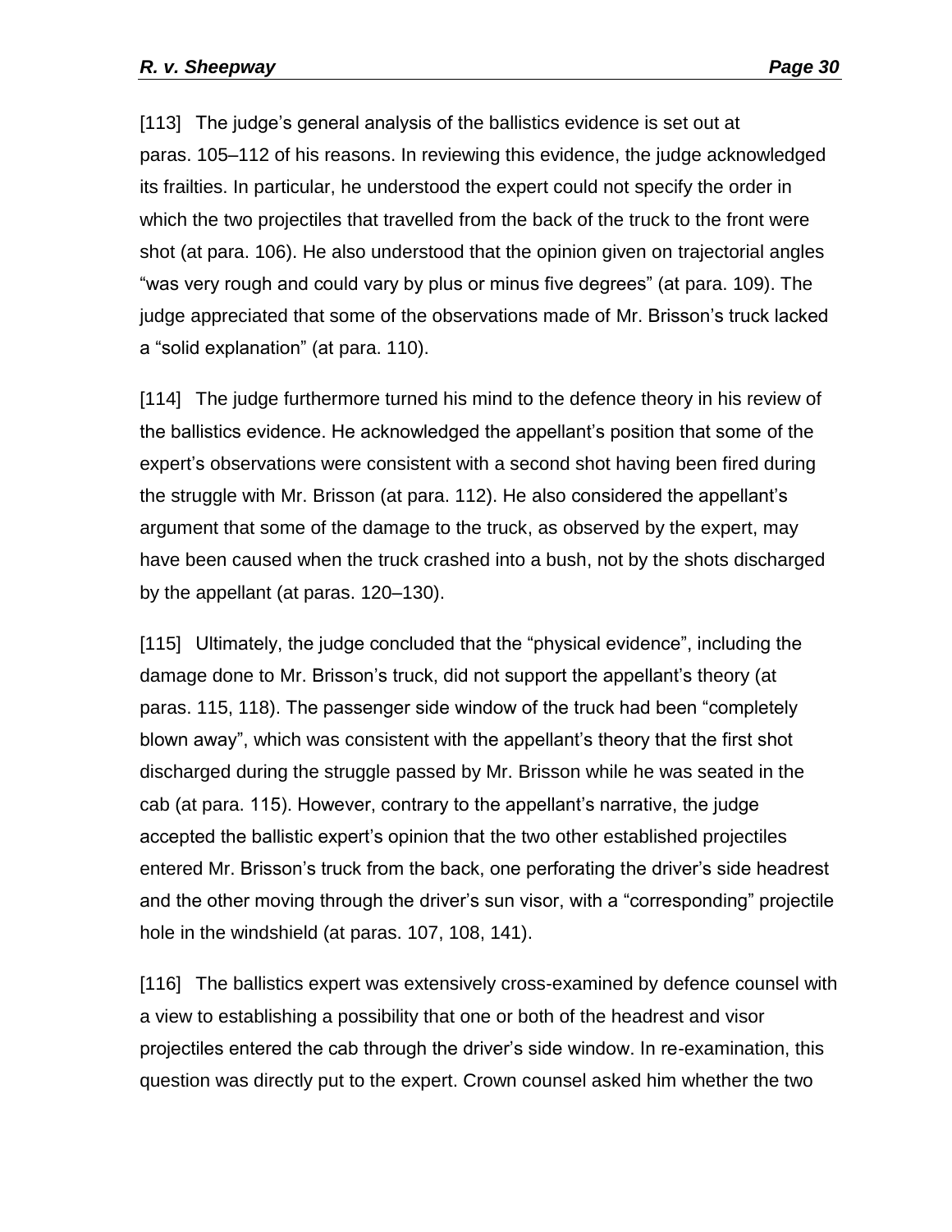[113] The judge's general analysis of the ballistics evidence is set out at paras. 105–112 of his reasons. In reviewing this evidence, the judge acknowledged its frailties. In particular, he understood the expert could not specify the order in which the two projectiles that travelled from the back of the truck to the front were shot (at para. 106). He also understood that the opinion given on trajectorial angles "was very rough and could vary by plus or minus five degrees" (at para. 109). The judge appreciated that some of the observations made of Mr. Brisson's truck lacked a "solid explanation" (at para. 110).

[114] The judge furthermore turned his mind to the defence theory in his review of the ballistics evidence. He acknowledged the appellant's position that some of the expert's observations were consistent with a second shot having been fired during the struggle with Mr. Brisson (at para. 112). He also considered the appellant's argument that some of the damage to the truck, as observed by the expert, may have been caused when the truck crashed into a bush, not by the shots discharged by the appellant (at paras. 120–130).

[115] Ultimately, the judge concluded that the "physical evidence", including the damage done to Mr. Brisson's truck, did not support the appellant's theory (at paras. 115, 118). The passenger side window of the truck had been "completely blown away", which was consistent with the appellant's theory that the first shot discharged during the struggle passed by Mr. Brisson while he was seated in the cab (at para. 115). However, contrary to the appellant's narrative, the judge accepted the ballistic expert's opinion that the two other established projectiles entered Mr. Brisson's truck from the back, one perforating the driver's side headrest and the other moving through the driver's sun visor, with a "corresponding" projectile hole in the windshield (at paras. 107, 108, 141).

[116] The ballistics expert was extensively cross-examined by defence counsel with a view to establishing a possibility that one or both of the headrest and visor projectiles entered the cab through the driver's side window. In re-examination, this question was directly put to the expert. Crown counsel asked him whether the two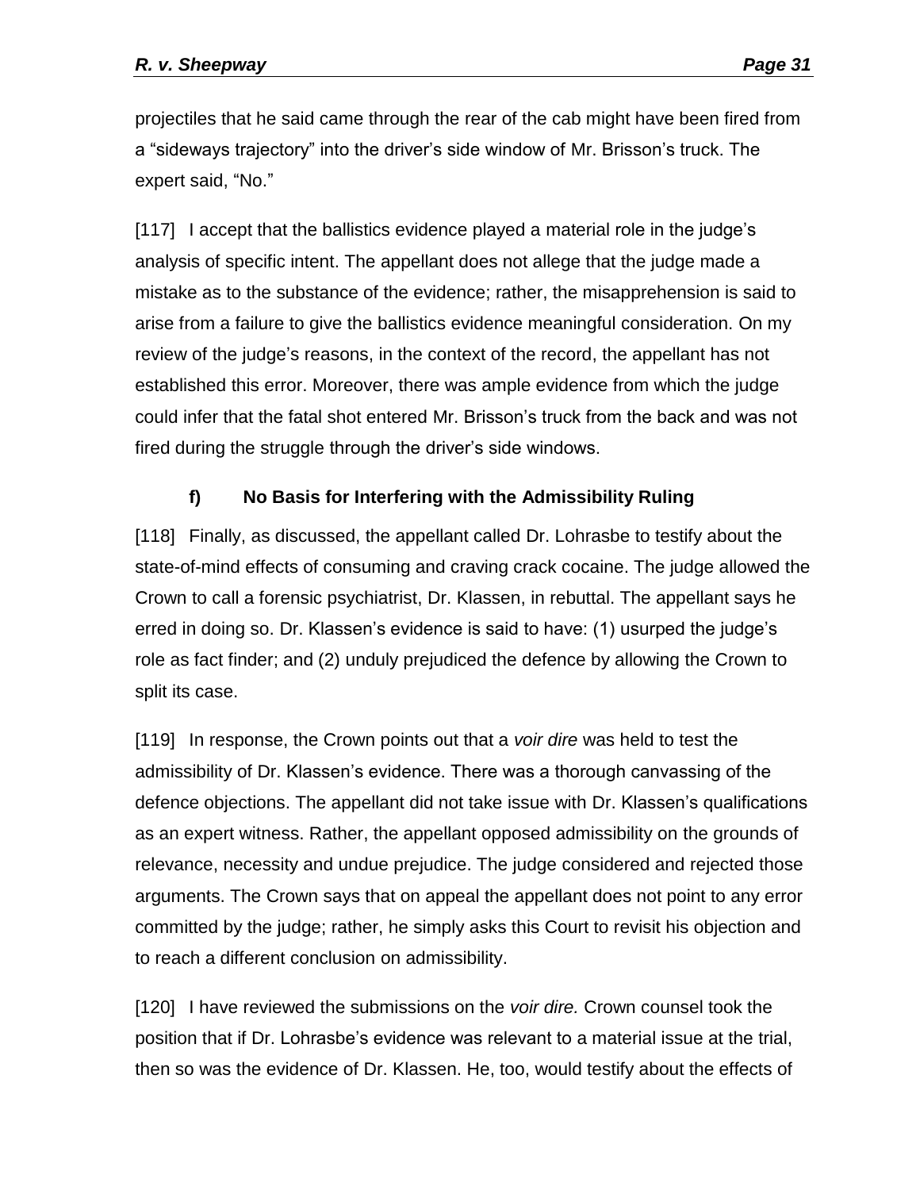projectiles that he said came through the rear of the cab might have been fired from a "sideways trajectory" into the driver's side window of Mr. Brisson's truck. The expert said, "No."

[117] I accept that the ballistics evidence played a material role in the judge's analysis of specific intent. The appellant does not allege that the judge made a mistake as to the substance of the evidence; rather, the misapprehension is said to arise from a failure to give the ballistics evidence meaningful consideration. On my review of the judge's reasons, in the context of the record, the appellant has not established this error. Moreover, there was ample evidence from which the judge could infer that the fatal shot entered Mr. Brisson's truck from the back and was not fired during the struggle through the driver's side windows.

#### f) No Basis for Interfering with the Admissibility Ruling

[118] Finally, as discussed, the appellant called Dr. Lohrasbe to testify about the state-of-mind effects of consuming and craving crack cocaine. The judge allowed the Crown to call a forensic psychiatrist, Dr. Klassen, in rebuttal. The appellant says he erred in doing so. Dr. Klassen's evidence is said to have: (1) usurped the judge's role as fact finder; and (2) unduly prejudiced the defence by allowing the Crown to split its case.

[119] In response, the Crown points out that a *voir dire* was held to test the admissibility of Dr. Klassen's evidence. There was a thorough canvassing of the defence objections. The appellant did not take issue with Dr. Klassen's qualifications as an expert witness. Rather, the appellant opposed admissibility on the grounds of relevance, necessity and undue prejudice. The judge considered and rejected those arguments. The Crown says that on appeal the appellant does not point to any error committed by the judge; rather, he simply asks this Court to revisit his objection and to reach a different conclusion on admissibility.

[120] I have reviewed the submissions on the *voir dire.* Crown counsel took the position that if Dr. Lohrasbe's evidence was relevant to a material issue at the trial, then so was the evidence of Dr. Klassen. He, too, would testify about the effects of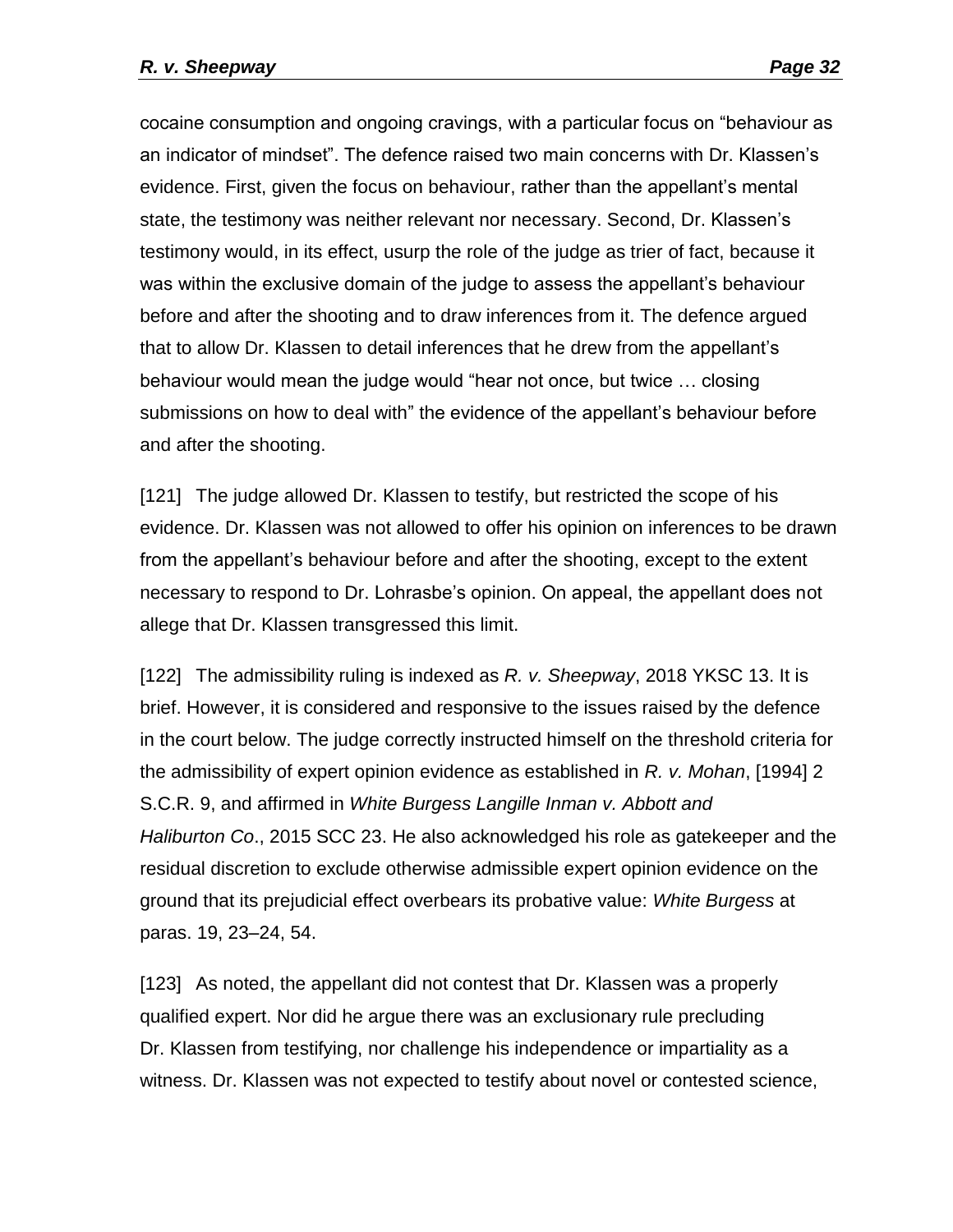cocaine consumption and ongoing cravings, with a particular focus on “behaviour as an indicator of mindset”. The defence raised two main concerns with Dr. Klassen’s evidence. First, given the focus on behaviour, rather than the appellant’s mental state, the testimony was neither relevant nor necessary. Second, Dr. Klassen’s testimony would, in its effect, usurp the role of the judge as trier of fact, because it was within the exclusive domain of the judge to assess the appellant’s behaviour before and after the shooting and to draw inferences from it. The defence argued that to allow Dr. Klassen to detail inferences that he drew from the appellant’s behaviour would mean the judge would “hear not once, but twice … closing submissions on how to deal with” the evidence of the appellant’s behaviour before and after the shooting.

[121] The judge allowed Dr. Klassen to testify, but restricted the scope of his evidence. Dr. Klassen was not allowed to offer his opinion on inferences to be drawn from the appellant’s behaviour before and after the shooting, except to the extent necessary to respond to Dr. Lohrasbe’s opinion. On appeal, the appellant does not allege that Dr. Klassen transgressed this limit.

[122] The admissibility ruling is indexed as *R. v. Sheepway*, 2018 YKSC 13. It is brief. However, it is considered and responsive to the issues raised by the defence in the court below. The judge correctly instructed himself on the threshold criteria for the admissibility of expert opinion evidence as established in *R. v. Mohan*, [1994] 2 S.C.R. 9, and affirmed in *White Burgess Langille Inman v. Abbott and Haliburton Co*., 2015 SCC 23. He also acknowledged his role as gatekeeper and the residual discretion to exclude otherwise admissible expert opinion evidence on the ground that its prejudicial effect overbears its probative value: *White Burgess* at paras. 19, 23–24, 54.

[123] As noted, the appellant did not contest that Dr. Klassen was a properly qualified expert. Nor did he argue there was an exclusionary rule precluding Dr. Klassen from testifying, nor challenge his independence or impartiality as a witness. Dr. Klassen was not expected to testify about novel or contested science,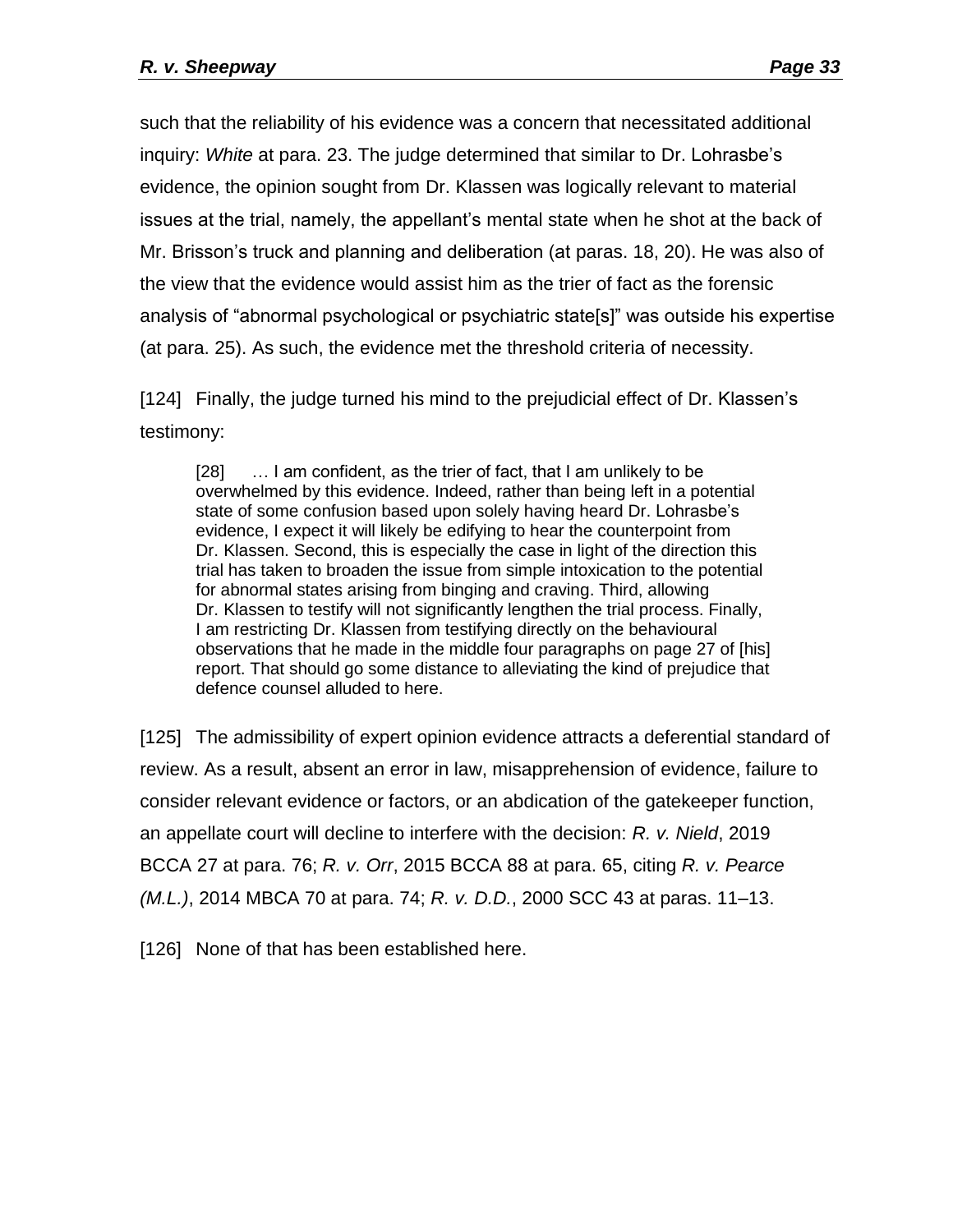such that the reliability of his evidence was a concern that necessitated additional inquiry: *White* at para. 23. The judge determined that similar to Dr. Lohrasbe's evidence, the opinion sought from Dr. Klassen was logically relevant to material issues at the trial, namely, the appellant's mental state when he shot at the back of Mr. Brisson's truck and planning and deliberation (at paras. 18, 20). He was also of the view that the evidence would assist him as the trier of fact as the forensic analysis of "abnormal psychological or psychiatric state[s]" was outside his expertise (at para. 25). As such, the evidence met the threshold criteria of necessity.

[124] Finally, the judge turned his mind to the prejudicial effect of Dr. Klassen's testimony:

> [28] … I am confident, as the trier of fact, that I am unlikely to be overwhelmed by this evidence. Indeed, rather than being left in a potential state of some confusion based upon solely having heard Dr. Lohrasbe's evidence, I expect it will likely be edifying to hear the counterpoint from Dr. Klassen. Second, this is especially the case in light of the direction this trial has taken to broaden the issue from simple intoxication to the potential for abnormal states arising from binging and craving. Third, allowing Dr. Klassen to testify will not significantly lengthen the trial process. Finally, I am restricting Dr. Klassen from testifying directly on the behavioural observations that he made in the middle four paragraphs on page 27 of [his] report. That should go some distance to alleviating the kind of prejudice that defence counsel alluded to here.

[125] The admissibility of expert opinion evidence attracts a deferential standard of review. As a result, absent an error in law, misapprehension of evidence, failure to consider relevant evidence or factors, or an abdication of the gatekeeper function, an appellate court will decline to interfere with the decision: *R. v. Nield*, 2019 BCCA 27 at para. 76; *R. v. Orr*, 2015 BCCA 88 at para. 65, citing *R. v. Pearce (M.L.)*, 2014 MBCA 70 at para. 74; *R. v. D.D.*, 2000 SCC 43 at paras. 11–13.

[126] None of that has been established here.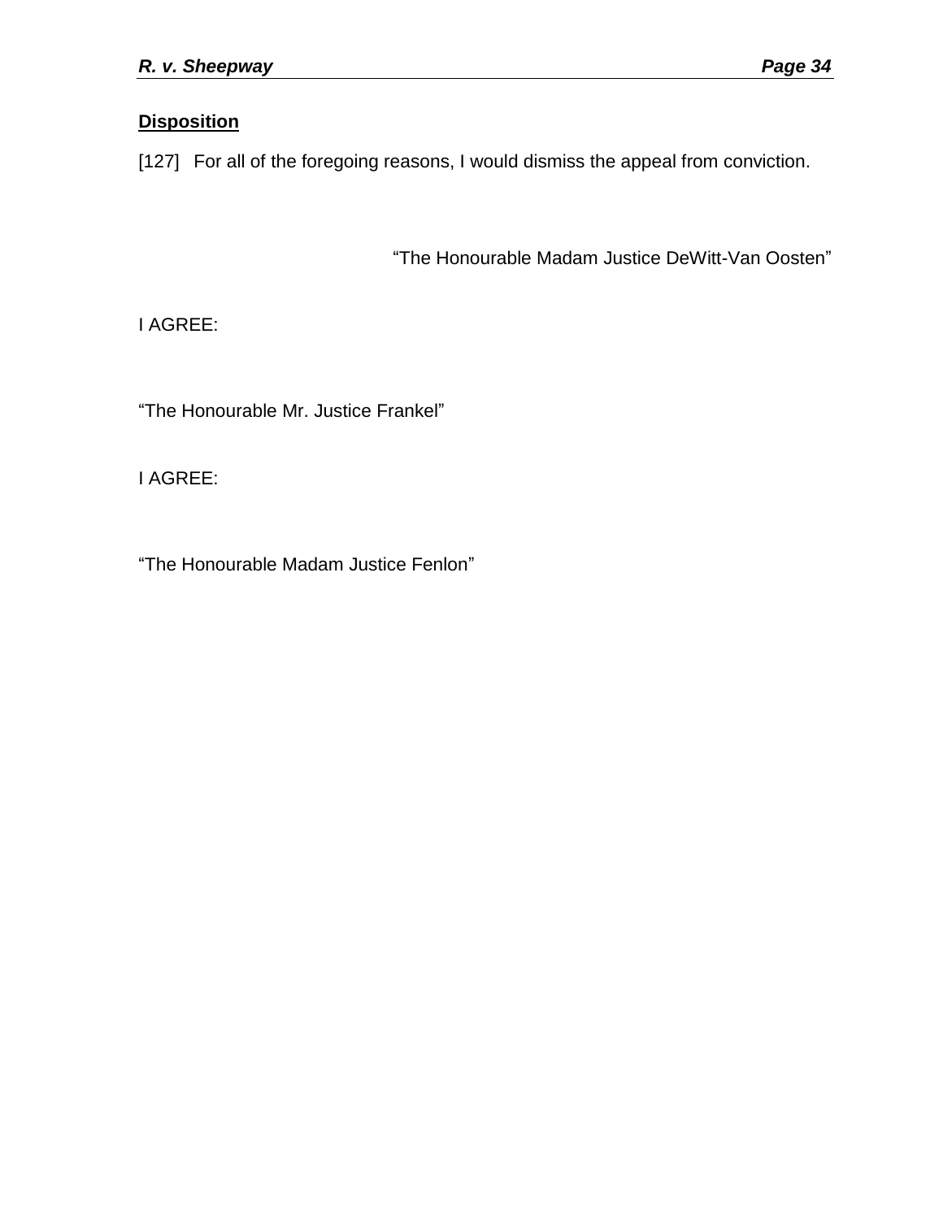## Disposition

[127] For all of the foregoing reasons, I would dismiss the appeal from conviction.

"The Honourable Madam Justice DeWitt-Van Oosten"

I AGREE:

"The Honourable Mr. Justice Frankel"

I AGREE:

"The Honourable Madam Justice Fenlon"